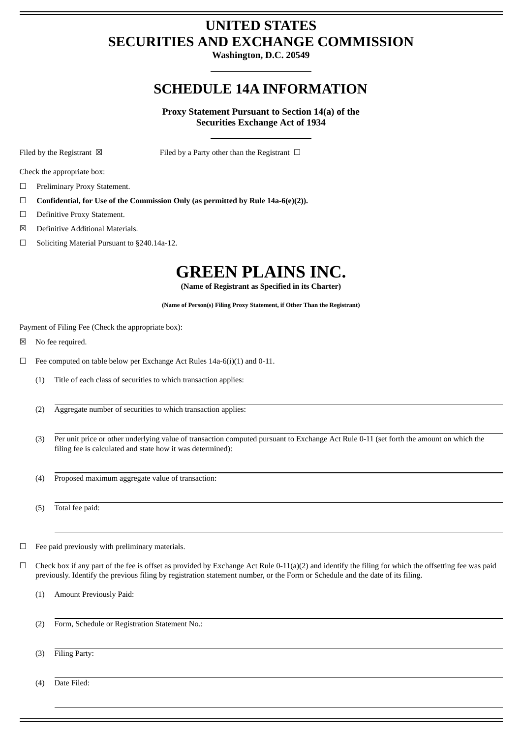# UNITED STATES
# SECURITIES AND EXCHANGE COMMISSION

**Washington, D.C. 20549**

## SCHEDULE 14A INFORMATION

**Proxy Statement Pursuant to Section 14(a) of the Securities Exchange Act of 1934**

Filed by the Registrant ☒ Filed by a Party other than the Registrant ☐

Check the appropriate box:

☐ Preliminary Proxy Statement.

☐ **Confidential, for Use of the Commission Only (as permitted by Rule 14a-6(e)(2)).**

☐ Definitive Proxy Statement.

☒ Definitive Additional Materials.

☐ Soliciting Material Pursuant to §240.14a-12.

# GREEN PLAINS INC.

**(Name of Registrant as Specified in its Charter)**

**(Name of Person(s) Filing Proxy Statement, if Other Than the Registrant)**

Payment of Filing Fee (Check the appropriate box):

☒ No fee required.

☐ Fee computed on table below per Exchange Act Rules 14a-6(i)(1) and 0-11.

(1) Title of each class of securities to which transaction applies:

(2) Aggregate number of securities to which transaction applies:

(3) Per unit price or other underlying value of transaction computed pursuant to Exchange Act Rule 0-11 (set forth the amount on which the filing fee is calculated and state how it was determined):

(4) Proposed maximum aggregate value of transaction:

(5) Total fee paid:

☐ Fee paid previously with preliminary materials.

☐ Check box if any part of the fee is offset as provided by Exchange Act Rule 0-11(a)(2) and identify the filing for which the offsetting fee was paid previously. Identify the previous filing by registration statement number, or the Form or Schedule and the date of its filing.

(1) Amount Previously Paid:

(2) Form, Schedule or Registration Statement No.:

(3) Filing Party:

(4) Date Filed: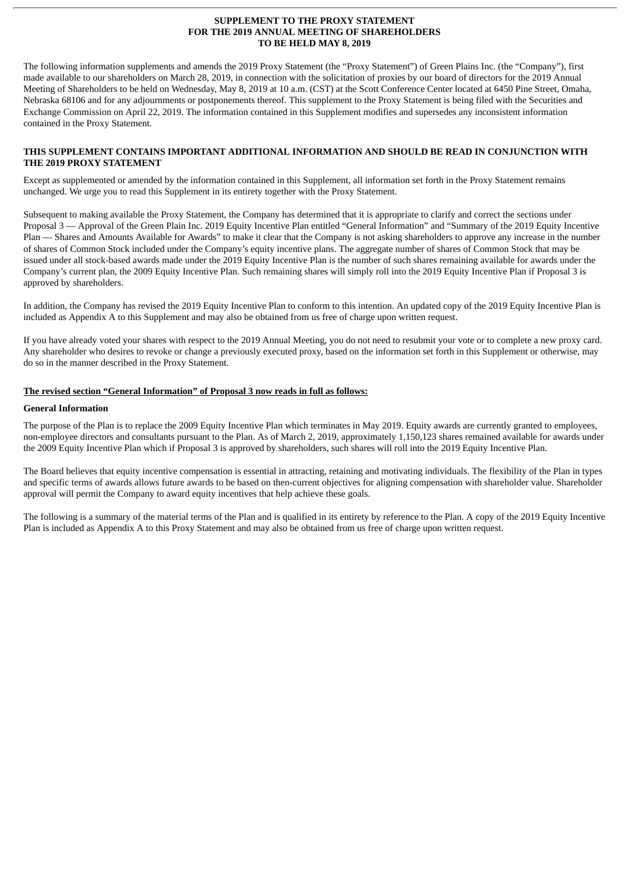**SUPPLEMENT TO THE PROXY STATEMENT**
**FOR THE 2019 ANNUAL MEETING OF SHAREHOLDERS**
**TO BE HELD MAY 8, 2019**

The following information supplements and amends the 2019 Proxy Statement (the "Proxy Statement") of Green Plains Inc. (the "Company"), first made available to our shareholders on March 28, 2019, in connection with the solicitation of proxies by our board of directors for the 2019 Annual Meeting of Shareholders to be held on Wednesday, May 8, 2019 at 10 a.m. (CST) at the Scott Conference Center located at 6450 Pine Street, Omaha, Nebraska 68106 and for any adjournments or postponements thereof. This supplement to the Proxy Statement is being filed with the Securities and Exchange Commission on April 22, 2019. The information contained in this Supplement modifies and supersedes any inconsistent information contained in the Proxy Statement.

**THIS SUPPLEMENT CONTAINS IMPORTANT ADDITIONAL INFORMATION AND SHOULD BE READ IN CONJUNCTION WITH THE 2019 PROXY STATEMENT**

Except as supplemented or amended by the information contained in this Supplement, all information set forth in the Proxy Statement remains unchanged. We urge you to read this Supplement in its entirety together with the Proxy Statement.

Subsequent to making available the Proxy Statement, the Company has determined that it is appropriate to clarify and correct the sections under Proposal 3 — Approval of the Green Plain Inc. 2019 Equity Incentive Plan entitled "General Information" and "Summary of the 2019 Equity Incentive Plan — Shares and Amounts Available for Awards" to make it clear that the Company is not asking shareholders to approve any increase in the number of shares of Common Stock included under the Company's equity incentive plans. The aggregate number of shares of Common Stock that may be issued under all stock-based awards made under the 2019 Equity Incentive Plan is the number of such shares remaining available for awards under the Company's current plan, the 2009 Equity Incentive Plan. Such remaining shares will simply roll into the 2019 Equity Incentive Plan if Proposal 3 is approved by shareholders.

In addition, the Company has revised the 2019 Equity Incentive Plan to conform to this intention. An updated copy of the 2019 Equity Incentive Plan is included as Appendix A to this Supplement and may also be obtained from us free of charge upon written request.

If you have already voted your shares with respect to the 2019 Annual Meeting, you do not need to resubmit your vote or to complete a new proxy card. Any shareholder who desires to revoke or change a previously executed proxy, based on the information set forth in this Supplement or otherwise, may do so in the manner described in the Proxy Statement.

**The revised section "General Information" of Proposal 3 now reads in full as follows:**

**General Information**

The purpose of the Plan is to replace the 2009 Equity Incentive Plan which terminates in May 2019. Equity awards are currently granted to employees, non-employee directors and consultants pursuant to the Plan. As of March 2, 2019, approximately 1,150,123 shares remained available for awards under the 2009 Equity Incentive Plan which if Proposal 3 is approved by shareholders, such shares will roll into the 2019 Equity Incentive Plan.

The Board believes that equity incentive compensation is essential in attracting, retaining and motivating individuals. The flexibility of the Plan in types and specific terms of awards allows future awards to be based on then-current objectives for aligning compensation with shareholder value. Shareholder approval will permit the Company to award equity incentives that help achieve these goals.

The following is a summary of the material terms of the Plan and is qualified in its entirety by reference to the Plan. A copy of the 2019 Equity Incentive Plan is included as Appendix A to this Proxy Statement and may also be obtained from us free of charge upon written request.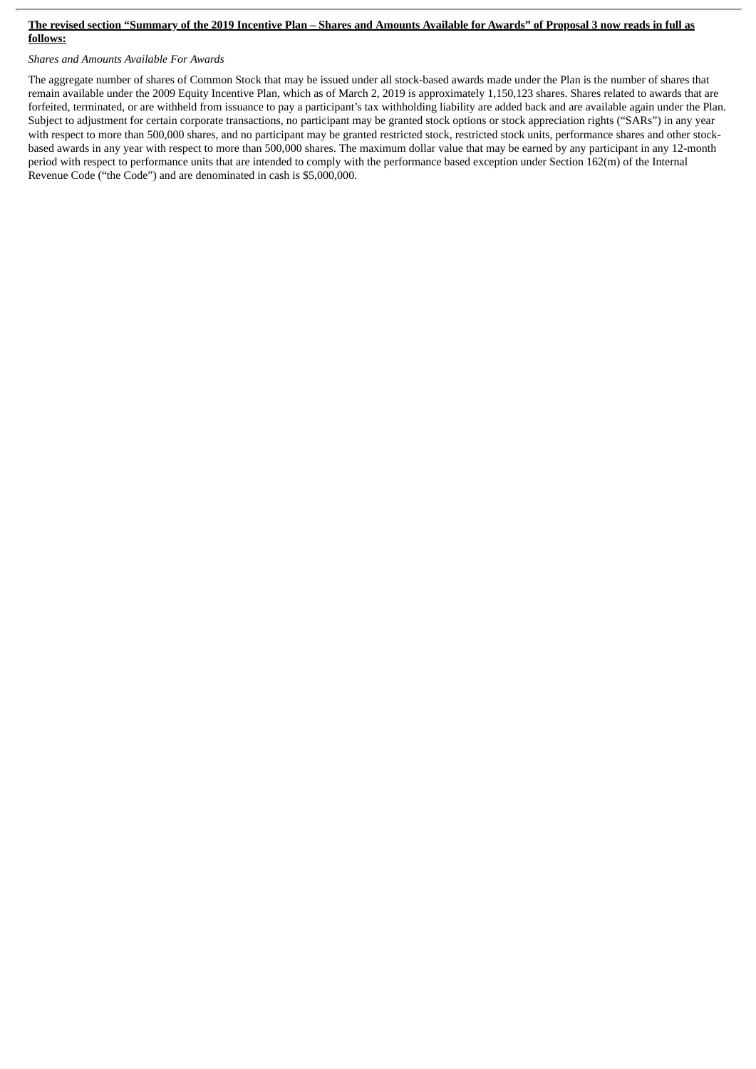**<u>The revised section "Summary of the 2019 Incentive Plan – Shares and Amounts Available for Awards" of Proposal 3 now reads in full as follows:</u>**

*Shares and Amounts Available For Awards*

The aggregate number of shares of Common Stock that may be issued under all stock-based awards made under the Plan is the number of shares that remain available under the 2009 Equity Incentive Plan, which as of March 2, 2019 is approximately 1,150,123 shares. Shares related to awards that are forfeited, terminated, or are withheld from issuance to pay a participant's tax withholding liability are added back and are available again under the Plan. Subject to adjustment for certain corporate transactions, no participant may be granted stock options or stock appreciation rights ("SARs") in any year with respect to more than 500,000 shares, and no participant may be granted restricted stock, restricted stock units, performance shares and other stock-based awards in any year with respect to more than 500,000 shares. The maximum dollar value that may be earned by any participant in any 12-month period with respect to performance units that are intended to comply with the performance based exception under Section 162(m) of the Internal Revenue Code ("the Code") and are denominated in cash is $5,000,000.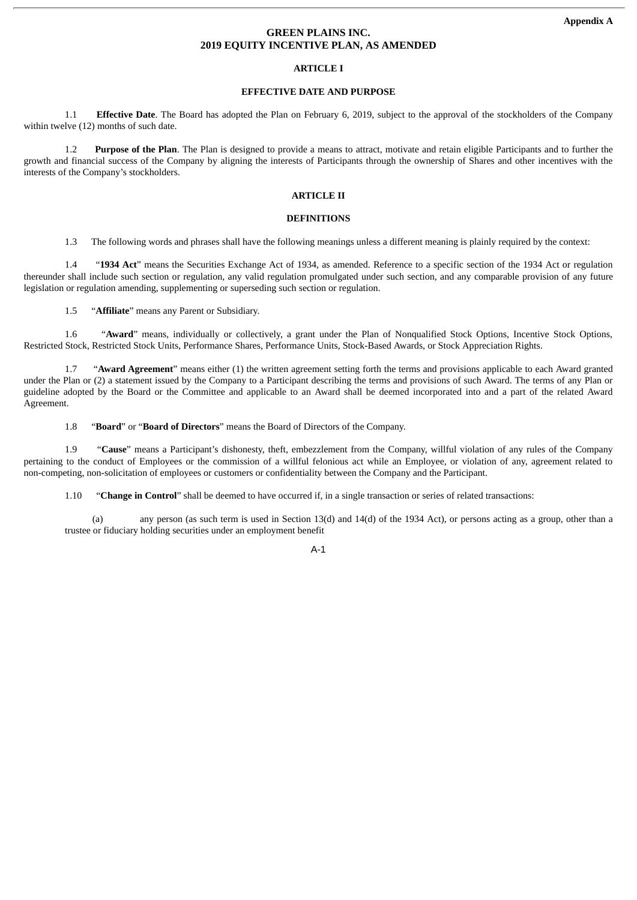**Appendix A**

# GREEN PLAINS INC.
# 2019 EQUITY INCENTIVE PLAN, AS AMENDED

## ARTICLE I

## EFFECTIVE DATE AND PURPOSE

1.1 **Effective Date**. The Board has adopted the Plan on February 6, 2019, subject to the approval of the stockholders of the Company within twelve (12) months of such date.

1.2 **Purpose of the Plan**. The Plan is designed to provide a means to attract, motivate and retain eligible Participants and to further the growth and financial success of the Company by aligning the interests of Participants through the ownership of Shares and other incentives with the interests of the Company's stockholders.

## ARTICLE II

## DEFINITIONS

1.3 The following words and phrases shall have the following meanings unless a different meaning is plainly required by the context:

1.4 "**1934 Act**" means the Securities Exchange Act of 1934, as amended. Reference to a specific section of the 1934 Act or regulation thereunder shall include such section or regulation, any valid regulation promulgated under such section, and any comparable provision of any future legislation or regulation amending, supplementing or superseding such section or regulation.

1.5 "**Affiliate**" means any Parent or Subsidiary.

1.6 "**Award**" means, individually or collectively, a grant under the Plan of Nonqualified Stock Options, Incentive Stock Options, Restricted Stock, Restricted Stock Units, Performance Shares, Performance Units, Stock-Based Awards, or Stock Appreciation Rights.

1.7 "**Award Agreement**" means either (1) the written agreement setting forth the terms and provisions applicable to each Award granted under the Plan or (2) a statement issued by the Company to a Participant describing the terms and provisions of such Award. The terms of any Plan or guideline adopted by the Board or the Committee and applicable to an Award shall be deemed incorporated into and a part of the related Award Agreement.

1.8 "**Board**" or "**Board of Directors**" means the Board of Directors of the Company.

1.9 "**Cause**" means a Participant's dishonesty, theft, embezzlement from the Company, willful violation of any rules of the Company pertaining to the conduct of Employees or the commission of a willful felonious act while an Employee, or violation of any, agreement related to non-competing, non-solicitation of employees or customers or confidentiality between the Company and the Participant.

1.10 "**Change in Control**" shall be deemed to have occurred if, in a single transaction or series of related transactions:

(a) any person (as such term is used in Section 13(d) and 14(d) of the 1934 Act), or persons acting as a group, other than a trustee or fiduciary holding securities under an employment benefit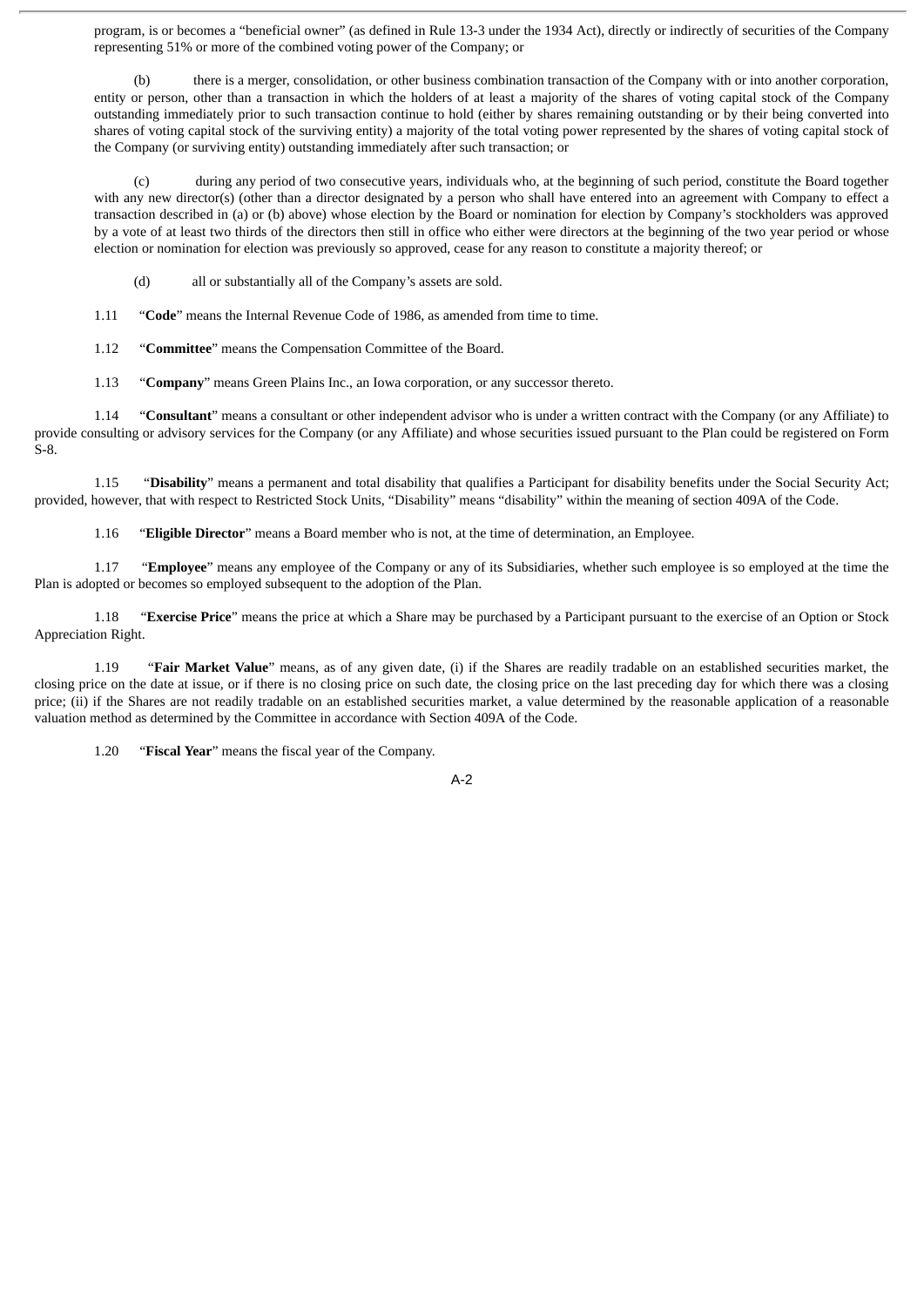program, is or becomes a "beneficial owner" (as defined in Rule 13-3 under the 1934 Act), directly or indirectly of securities of the Company representing 51% or more of the combined voting power of the Company; or

(b) there is a merger, consolidation, or other business combination transaction of the Company with or into another corporation, entity or person, other than a transaction in which the holders of at least a majority of the shares of voting capital stock of the Company outstanding immediately prior to such transaction continue to hold (either by shares remaining outstanding or by their being converted into shares of voting capital stock of the surviving entity) a majority of the total voting power represented by the shares of voting capital stock of the Company (or surviving entity) outstanding immediately after such transaction; or

(c) during any period of two consecutive years, individuals who, at the beginning of such period, constitute the Board together with any new director(s) (other than a director designated by a person who shall have entered into an agreement with Company to effect a transaction described in (a) or (b) above) whose election by the Board or nomination for election by Company's stockholders was approved by a vote of at least two thirds of the directors then still in office who either were directors at the beginning of the two year period or whose election or nomination for election was previously so approved, cease for any reason to constitute a majority thereof; or

(d) all or substantially all of the Company's assets are sold.

1.11 "**Code**" means the Internal Revenue Code of 1986, as amended from time to time.

1.12 "**Committee**" means the Compensation Committee of the Board.

1.13 "**Company**" means Green Plains Inc., an Iowa corporation, or any successor thereto.

1.14 "**Consultant**" means a consultant or other independent advisor who is under a written contract with the Company (or any Affiliate) to provide consulting or advisory services for the Company (or any Affiliate) and whose securities issued pursuant to the Plan could be registered on Form S-8.

1.15 "**Disability**" means a permanent and total disability that qualifies a Participant for disability benefits under the Social Security Act; provided, however, that with respect to Restricted Stock Units, "Disability" means "disability" within the meaning of section 409A of the Code.

1.16 "**Eligible Director**" means a Board member who is not, at the time of determination, an Employee.

1.17 "**Employee**" means any employee of the Company or any of its Subsidiaries, whether such employee is so employed at the time the Plan is adopted or becomes so employed subsequent to the adoption of the Plan.

1.18 "**Exercise Price**" means the price at which a Share may be purchased by a Participant pursuant to the exercise of an Option or Stock Appreciation Right.

1.19 "**Fair Market Value**" means, as of any given date, (i) if the Shares are readily tradable on an established securities market, the closing price on the date at issue, or if there is no closing price on such date, the closing price on the last preceding day for which there was a closing price; (ii) if the Shares are not readily tradable on an established securities market, a value determined by the reasonable application of a reasonable valuation method as determined by the Committee in accordance with Section 409A of the Code.

1.20 "**Fiscal Year**" means the fiscal year of the Company.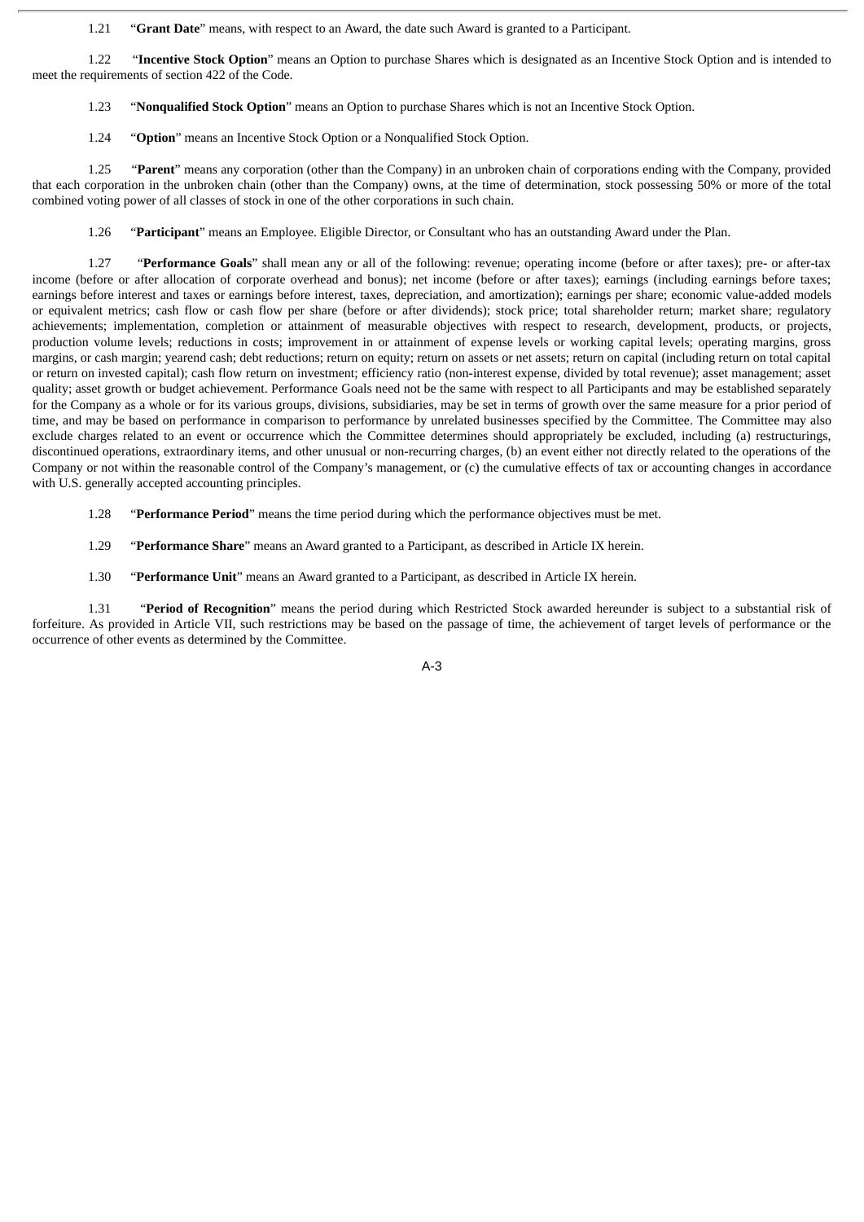1.21 "**Grant Date**" means, with respect to an Award, the date such Award is granted to a Participant.

1.22 "**Incentive Stock Option**" means an Option to purchase Shares which is designated as an Incentive Stock Option and is intended to meet the requirements of section 422 of the Code.

1.23 "**Nonqualified Stock Option**" means an Option to purchase Shares which is not an Incentive Stock Option.

1.24 "**Option**" means an Incentive Stock Option or a Nonqualified Stock Option.

1.25 "**Parent**" means any corporation (other than the Company) in an unbroken chain of corporations ending with the Company, provided that each corporation in the unbroken chain (other than the Company) owns, at the time of determination, stock possessing 50% or more of the total combined voting power of all classes of stock in one of the other corporations in such chain.

1.26 "**Participant**" means an Employee. Eligible Director, or Consultant who has an outstanding Award under the Plan.

1.27 "**Performance Goals**" shall mean any or all of the following: revenue; operating income (before or after taxes); pre- or after-tax income (before or after allocation of corporate overhead and bonus); net income (before or after taxes); earnings (including earnings before taxes; earnings before interest and taxes or earnings before interest, taxes, depreciation, and amortization); earnings per share; economic value-added models or equivalent metrics; cash flow or cash flow per share (before or after dividends); stock price; total shareholder return; market share; regulatory achievements; implementation, completion or attainment of measurable objectives with respect to research, development, products, or projects, production volume levels; reductions in costs; improvement in or attainment of expense levels or working capital levels; operating margins, gross margins, or cash margin; yearend cash; debt reductions; return on equity; return on assets or net assets; return on capital (including return on total capital or return on invested capital); cash flow return on investment; efficiency ratio (non-interest expense, divided by total revenue); asset management; asset quality; asset growth or budget achievement. Performance Goals need not be the same with respect to all Participants and may be established separately for the Company as a whole or for its various groups, divisions, subsidiaries, may be set in terms of growth over the same measure for a prior period of time, and may be based on performance in comparison to performance by unrelated businesses specified by the Committee. The Committee may also exclude charges related to an event or occurrence which the Committee determines should appropriately be excluded, including (a) restructurings, discontinued operations, extraordinary items, and other unusual or non-recurring charges, (b) an event either not directly related to the operations of the Company or not within the reasonable control of the Company's management, or (c) the cumulative effects of tax or accounting changes in accordance with U.S. generally accepted accounting principles.

1.28 "**Performance Period**" means the time period during which the performance objectives must be met.

1.29 "**Performance Share**" means an Award granted to a Participant, as described in Article IX herein.

1.30 "**Performance Unit**" means an Award granted to a Participant, as described in Article IX herein.

1.31 "**Period of Recognition**" means the period during which Restricted Stock awarded hereunder is subject to a substantial risk of forfeiture. As provided in Article VII, such restrictions may be based on the passage of time, the achievement of target levels of performance or the occurrence of other events as determined by the Committee.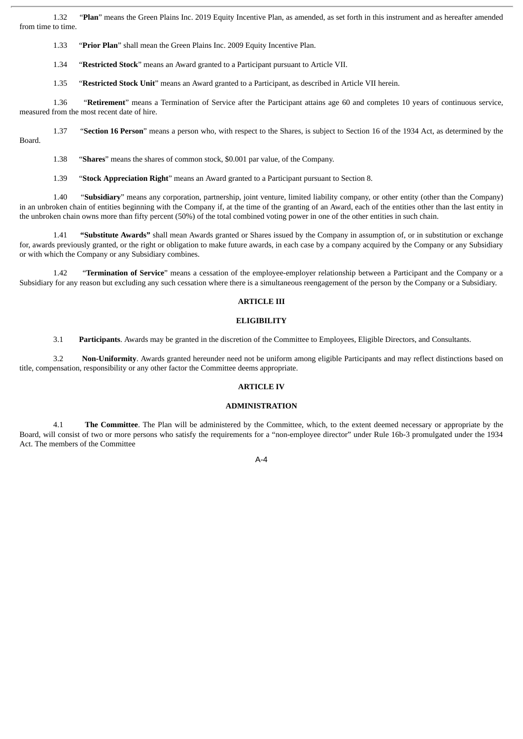1.32 "**Plan**" means the Green Plains Inc. 2019 Equity Incentive Plan, as amended, as set forth in this instrument and as hereafter amended from time to time.

1.33 "**Prior Plan**" shall mean the Green Plains Inc. 2009 Equity Incentive Plan.

1.34 "**Restricted Stock**" means an Award granted to a Participant pursuant to Article VII.

1.35 "**Restricted Stock Unit**" means an Award granted to a Participant, as described in Article VII herein.

1.36 "**Retirement**" means a Termination of Service after the Participant attains age 60 and completes 10 years of continuous service, measured from the most recent date of hire.

1.37 "**Section 16 Person**" means a person who, with respect to the Shares, is subject to Section 16 of the 1934 Act, as determined by the Board.

1.38 "**Shares**" means the shares of common stock, $0.001 par value, of the Company.

1.39 "**Stock Appreciation Right**" means an Award granted to a Participant pursuant to Section 8.

1.40 "**Subsidiary**" means any corporation, partnership, joint venture, limited liability company, or other entity (other than the Company) in an unbroken chain of entities beginning with the Company if, at the time of the granting of an Award, each of the entities other than the last entity in the unbroken chain owns more than fifty percent (50%) of the total combined voting power in one of the other entities in such chain.

1.41 **"Substitute Awards"** shall mean Awards granted or Shares issued by the Company in assumption of, or in substitution or exchange for, awards previously granted, or the right or obligation to make future awards, in each case by a company acquired by the Company or any Subsidiary or with which the Company or any Subsidiary combines.

1.42 "**Termination of Service**" means a cessation of the employee-employer relationship between a Participant and the Company or a Subsidiary for any reason but excluding any such cessation where there is a simultaneous reengagement of the person by the Company or a Subsidiary.

## ARTICLE III

## ELIGIBILITY

3.1 **Participants**. Awards may be granted in the discretion of the Committee to Employees, Eligible Directors, and Consultants.

3.2 **Non-Uniformity**. Awards granted hereunder need not be uniform among eligible Participants and may reflect distinctions based on title, compensation, responsibility or any other factor the Committee deems appropriate.

## ARTICLE IV

## ADMINISTRATION

4.1 **The Committee**. The Plan will be administered by the Committee, which, to the extent deemed necessary or appropriate by the Board, will consist of two or more persons who satisfy the requirements for a "non-employee director" under Rule 16b-3 promulgated under the 1934 Act. The members of the Committee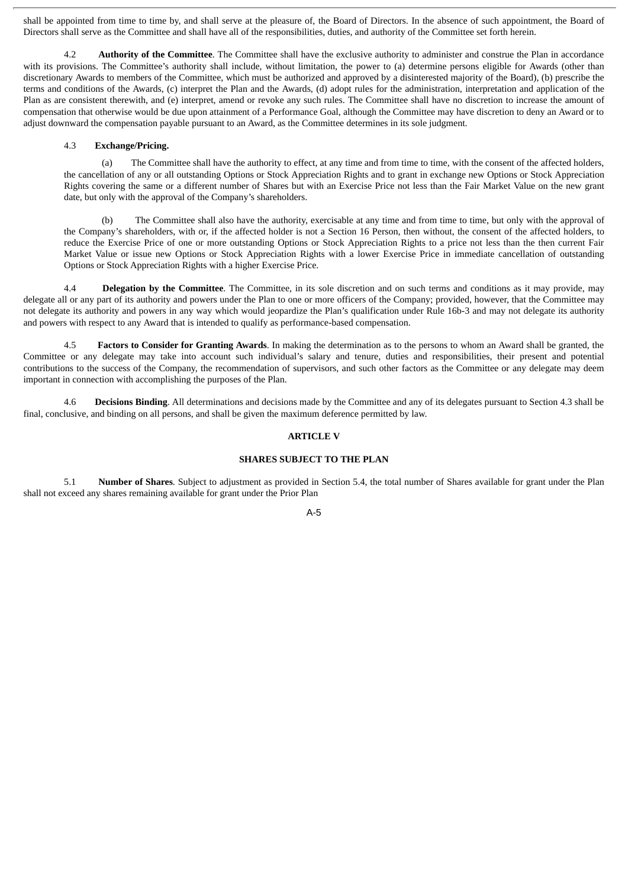shall be appointed from time to time by, and shall serve at the pleasure of, the Board of Directors. In the absence of such appointment, the Board of Directors shall serve as the Committee and shall have all of the responsibilities, duties, and authority of the Committee set forth herein.

4.2 **Authority of the Committee**. The Committee shall have the exclusive authority to administer and construe the Plan in accordance with its provisions. The Committee's authority shall include, without limitation, the power to (a) determine persons eligible for Awards (other than discretionary Awards to members of the Committee, which must be authorized and approved by a disinterested majority of the Board), (b) prescribe the terms and conditions of the Awards, (c) interpret the Plan and the Awards, (d) adopt rules for the administration, interpretation and application of the Plan as are consistent therewith, and (e) interpret, amend or revoke any such rules. The Committee shall have no discretion to increase the amount of compensation that otherwise would be due upon attainment of a Performance Goal, although the Committee may have discretion to deny an Award or to adjust downward the compensation payable pursuant to an Award, as the Committee determines in its sole judgment.

4.3 **Exchange/Pricing.**

(a) The Committee shall have the authority to effect, at any time and from time to time, with the consent of the affected holders, the cancellation of any or all outstanding Options or Stock Appreciation Rights and to grant in exchange new Options or Stock Appreciation Rights covering the same or a different number of Shares but with an Exercise Price not less than the Fair Market Value on the new grant date, but only with the approval of the Company's shareholders.

(b) The Committee shall also have the authority, exercisable at any time and from time to time, but only with the approval of the Company's shareholders, with or, if the affected holder is not a Section 16 Person, then without, the consent of the affected holders, to reduce the Exercise Price of one or more outstanding Options or Stock Appreciation Rights to a price not less than the then current Fair Market Value or issue new Options or Stock Appreciation Rights with a lower Exercise Price in immediate cancellation of outstanding Options or Stock Appreciation Rights with a higher Exercise Price.

4.4 **Delegation by the Committee**. The Committee, in its sole discretion and on such terms and conditions as it may provide, may delegate all or any part of its authority and powers under the Plan to one or more officers of the Company; provided, however, that the Committee may not delegate its authority and powers in any way which would jeopardize the Plan's qualification under Rule 16b-3 and may not delegate its authority and powers with respect to any Award that is intended to qualify as performance-based compensation.

4.5 **Factors to Consider for Granting Awards**. In making the determination as to the persons to whom an Award shall be granted, the Committee or any delegate may take into account such individual's salary and tenure, duties and responsibilities, their present and potential contributions to the success of the Company, the recommendation of supervisors, and such other factors as the Committee or any delegate may deem important in connection with accomplishing the purposes of the Plan.

4.6 **Decisions Binding**. All determinations and decisions made by the Committee and any of its delegates pursuant to Section 4.3 shall be final, conclusive, and binding on all persons, and shall be given the maximum deference permitted by law.

## ARTICLE V

## SHARES SUBJECT TO THE PLAN

5.1 **Number of Shares**. Subject to adjustment as provided in Section 5.4, the total number of Shares available for grant under the Plan shall not exceed any shares remaining available for grant under the Prior Plan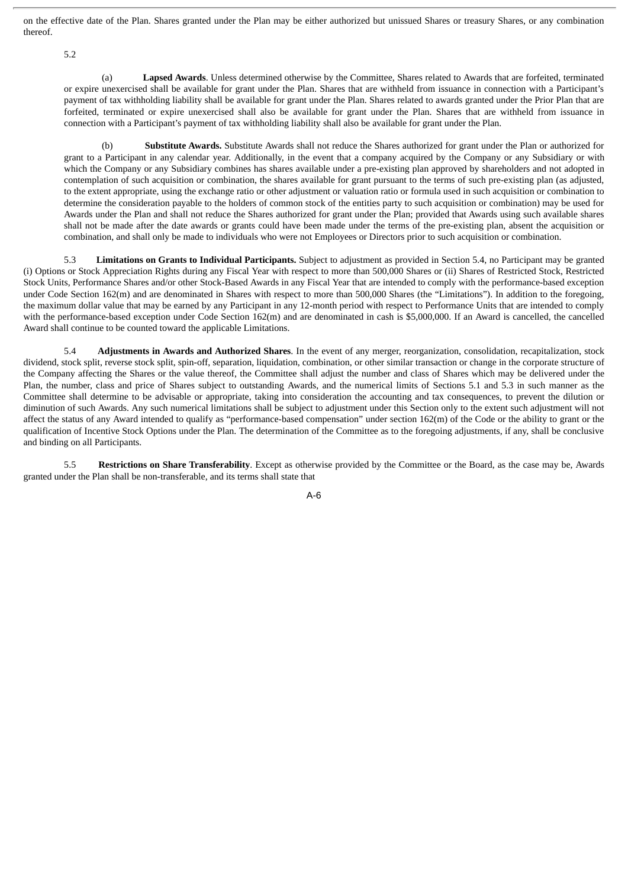on the effective date of the Plan. Shares granted under the Plan may be either authorized but unissued Shares or treasury Shares, or any combination thereof.

5.2

(a) **Lapsed Awards**. Unless determined otherwise by the Committee, Shares related to Awards that are forfeited, terminated or expire unexercised shall be available for grant under the Plan. Shares that are withheld from issuance in connection with a Participant's payment of tax withholding liability shall be available for grant under the Plan. Shares related to awards granted under the Prior Plan that are forfeited, terminated or expire unexercised shall also be available for grant under the Plan. Shares that are withheld from issuance in connection with a Participant's payment of tax withholding liability shall also be available for grant under the Plan.

(b) **Substitute Awards.** Substitute Awards shall not reduce the Shares authorized for grant under the Plan or authorized for grant to a Participant in any calendar year. Additionally, in the event that a company acquired by the Company or any Subsidiary or with which the Company or any Subsidiary combines has shares available under a pre-existing plan approved by shareholders and not adopted in contemplation of such acquisition or combination, the shares available for grant pursuant to the terms of such pre-existing plan (as adjusted, to the extent appropriate, using the exchange ratio or other adjustment or valuation ratio or formula used in such acquisition or combination to determine the consideration payable to the holders of common stock of the entities party to such acquisition or combination) may be used for Awards under the Plan and shall not reduce the Shares authorized for grant under the Plan; provided that Awards using such available shares shall not be made after the date awards or grants could have been made under the terms of the pre-existing plan, absent the acquisition or combination, and shall only be made to individuals who were not Employees or Directors prior to such acquisition or combination.

5.3 **Limitations on Grants to Individual Participants.** Subject to adjustment as provided in Section 5.4, no Participant may be granted (i) Options or Stock Appreciation Rights during any Fiscal Year with respect to more than 500,000 Shares or (ii) Shares of Restricted Stock, Restricted Stock Units, Performance Shares and/or other Stock-Based Awards in any Fiscal Year that are intended to comply with the performance-based exception under Code Section 162(m) and are denominated in Shares with respect to more than 500,000 Shares (the "Limitations"). In addition to the foregoing, the maximum dollar value that may be earned by any Participant in any 12-month period with respect to Performance Units that are intended to comply with the performance-based exception under Code Section 162(m) and are denominated in cash is $5,000,000. If an Award is cancelled, the cancelled Award shall continue to be counted toward the applicable Limitations.

5.4 **Adjustments in Awards and Authorized Shares**. In the event of any merger, reorganization, consolidation, recapitalization, stock dividend, stock split, reverse stock split, spin-off, separation, liquidation, combination, or other similar transaction or change in the corporate structure of the Company affecting the Shares or the value thereof, the Committee shall adjust the number and class of Shares which may be delivered under the Plan, the number, class and price of Shares subject to outstanding Awards, and the numerical limits of Sections 5.1 and 5.3 in such manner as the Committee shall determine to be advisable or appropriate, taking into consideration the accounting and tax consequences, to prevent the dilution or diminution of such Awards. Any such numerical limitations shall be subject to adjustment under this Section only to the extent such adjustment will not affect the status of any Award intended to qualify as "performance-based compensation" under section 162(m) of the Code or the ability to grant or the qualification of Incentive Stock Options under the Plan. The determination of the Committee as to the foregoing adjustments, if any, shall be conclusive and binding on all Participants.

5.5 **Restrictions on Share Transferability**. Except as otherwise provided by the Committee or the Board, as the case may be, Awards granted under the Plan shall be non-transferable, and its terms shall state that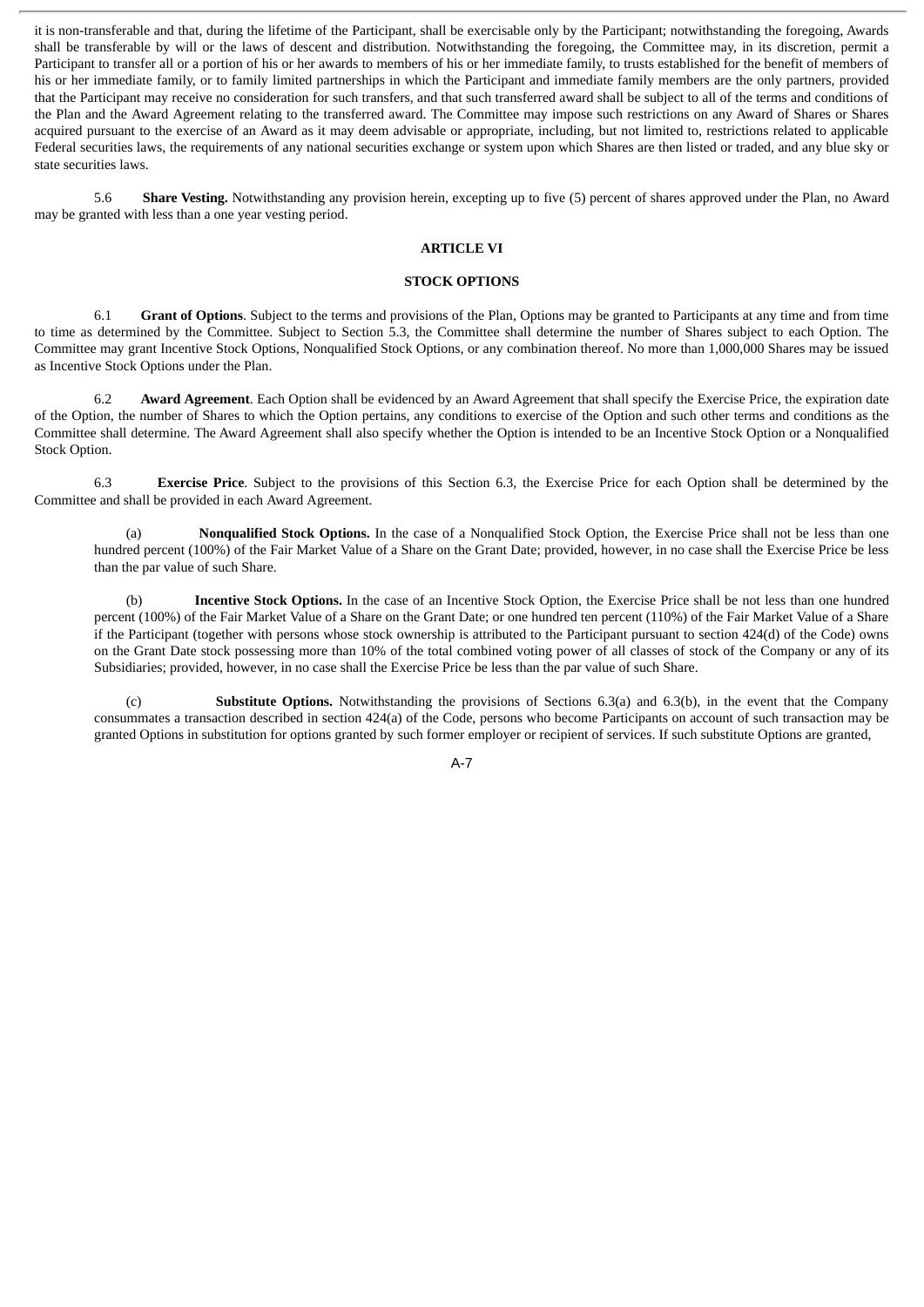it is non-transferable and that, during the lifetime of the Participant, shall be exercisable only by the Participant; notwithstanding the foregoing, Awards shall be transferable by will or the laws of descent and distribution. Notwithstanding the foregoing, the Committee may, in its discretion, permit a Participant to transfer all or a portion of his or her awards to members of his or her immediate family, to trusts established for the benefit of members of his or her immediate family, or to family limited partnerships in which the Participant and immediate family members are the only partners, provided that the Participant may receive no consideration for such transfers, and that such transferred award shall be subject to all of the terms and conditions of the Plan and the Award Agreement relating to the transferred award. The Committee may impose such restrictions on any Award of Shares or Shares acquired pursuant to the exercise of an Award as it may deem advisable or appropriate, including, but not limited to, restrictions related to applicable Federal securities laws, the requirements of any national securities exchange or system upon which Shares are then listed or traded, and any blue sky or state securities laws.

5.6 **Share Vesting.** Notwithstanding any provision herein, excepting up to five (5) percent of shares approved under the Plan, no Award may be granted with less than a one year vesting period.

## ARTICLE VI

## STOCK OPTIONS

6.1 **Grant of Options**. Subject to the terms and provisions of the Plan, Options may be granted to Participants at any time and from time to time as determined by the Committee. Subject to Section 5.3, the Committee shall determine the number of Shares subject to each Option. The Committee may grant Incentive Stock Options, Nonqualified Stock Options, or any combination thereof. No more than 1,000,000 Shares may be issued as Incentive Stock Options under the Plan.

6.2 **Award Agreement**. Each Option shall be evidenced by an Award Agreement that shall specify the Exercise Price, the expiration date of the Option, the number of Shares to which the Option pertains, any conditions to exercise of the Option and such other terms and conditions as the Committee shall determine. The Award Agreement shall also specify whether the Option is intended to be an Incentive Stock Option or a Nonqualified Stock Option.

6.3 **Exercise Price**. Subject to the provisions of this Section 6.3, the Exercise Price for each Option shall be determined by the Committee and shall be provided in each Award Agreement.

(a) **Nonqualified Stock Options.** In the case of a Nonqualified Stock Option, the Exercise Price shall not be less than one hundred percent (100%) of the Fair Market Value of a Share on the Grant Date; provided, however, in no case shall the Exercise Price be less than the par value of such Share.

(b) **Incentive Stock Options.** In the case of an Incentive Stock Option, the Exercise Price shall be not less than one hundred percent (100%) of the Fair Market Value of a Share on the Grant Date; or one hundred ten percent (110%) of the Fair Market Value of a Share if the Participant (together with persons whose stock ownership is attributed to the Participant pursuant to section 424(d) of the Code) owns on the Grant Date stock possessing more than 10% of the total combined voting power of all classes of stock of the Company or any of its Subsidiaries; provided, however, in no case shall the Exercise Price be less than the par value of such Share.

(c) **Substitute Options.** Notwithstanding the provisions of Sections 6.3(a) and 6.3(b), in the event that the Company consummates a transaction described in section 424(a) of the Code, persons who become Participants on account of such transaction may be granted Options in substitution for options granted by such former employer or recipient of services. If such substitute Options are granted,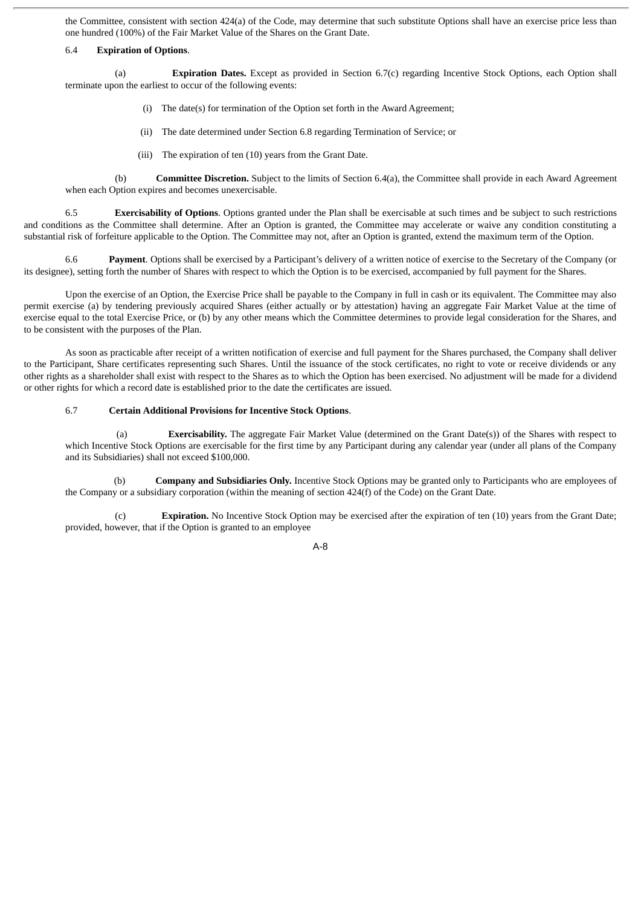the Committee, consistent with section 424(a) of the Code, may determine that such substitute Options shall have an exercise price less than one hundred (100%) of the Fair Market Value of the Shares on the Grant Date.

6.4 **Expiration of Options**.

(a) **Expiration Dates.** Except as provided in Section 6.7(c) regarding Incentive Stock Options, each Option shall terminate upon the earliest to occur of the following events:

(i) The date(s) for termination of the Option set forth in the Award Agreement;

(ii) The date determined under Section 6.8 regarding Termination of Service; or

(iii) The expiration of ten (10) years from the Grant Date.

(b) **Committee Discretion.** Subject to the limits of Section 6.4(a), the Committee shall provide in each Award Agreement when each Option expires and becomes unexercisable.

6.5 **Exercisability of Options**. Options granted under the Plan shall be exercisable at such times and be subject to such restrictions and conditions as the Committee shall determine. After an Option is granted, the Committee may accelerate or waive any condition constituting a substantial risk of forfeiture applicable to the Option. The Committee may not, after an Option is granted, extend the maximum term of the Option.

6.6 **Payment**. Options shall be exercised by a Participant's delivery of a written notice of exercise to the Secretary of the Company (or its designee), setting forth the number of Shares with respect to which the Option is to be exercised, accompanied by full payment for the Shares.

Upon the exercise of an Option, the Exercise Price shall be payable to the Company in full in cash or its equivalent. The Committee may also permit exercise (a) by tendering previously acquired Shares (either actually or by attestation) having an aggregate Fair Market Value at the time of exercise equal to the total Exercise Price, or (b) by any other means which the Committee determines to provide legal consideration for the Shares, and to be consistent with the purposes of the Plan.

As soon as practicable after receipt of a written notification of exercise and full payment for the Shares purchased, the Company shall deliver to the Participant, Share certificates representing such Shares. Until the issuance of the stock certificates, no right to vote or receive dividends or any other rights as a shareholder shall exist with respect to the Shares as to which the Option has been exercised. No adjustment will be made for a dividend or other rights for which a record date is established prior to the date the certificates are issued.

6.7 **Certain Additional Provisions for Incentive Stock Options**.

(a) **Exercisability.** The aggregate Fair Market Value (determined on the Grant Date(s)) of the Shares with respect to which Incentive Stock Options are exercisable for the first time by any Participant during any calendar year (under all plans of the Company and its Subsidiaries) shall not exceed $100,000.

(b) **Company and Subsidiaries Only.** Incentive Stock Options may be granted only to Participants who are employees of the Company or a subsidiary corporation (within the meaning of section 424(f) of the Code) on the Grant Date.

(c) **Expiration.** No Incentive Stock Option may be exercised after the expiration of ten (10) years from the Grant Date; provided, however, that if the Option is granted to an employee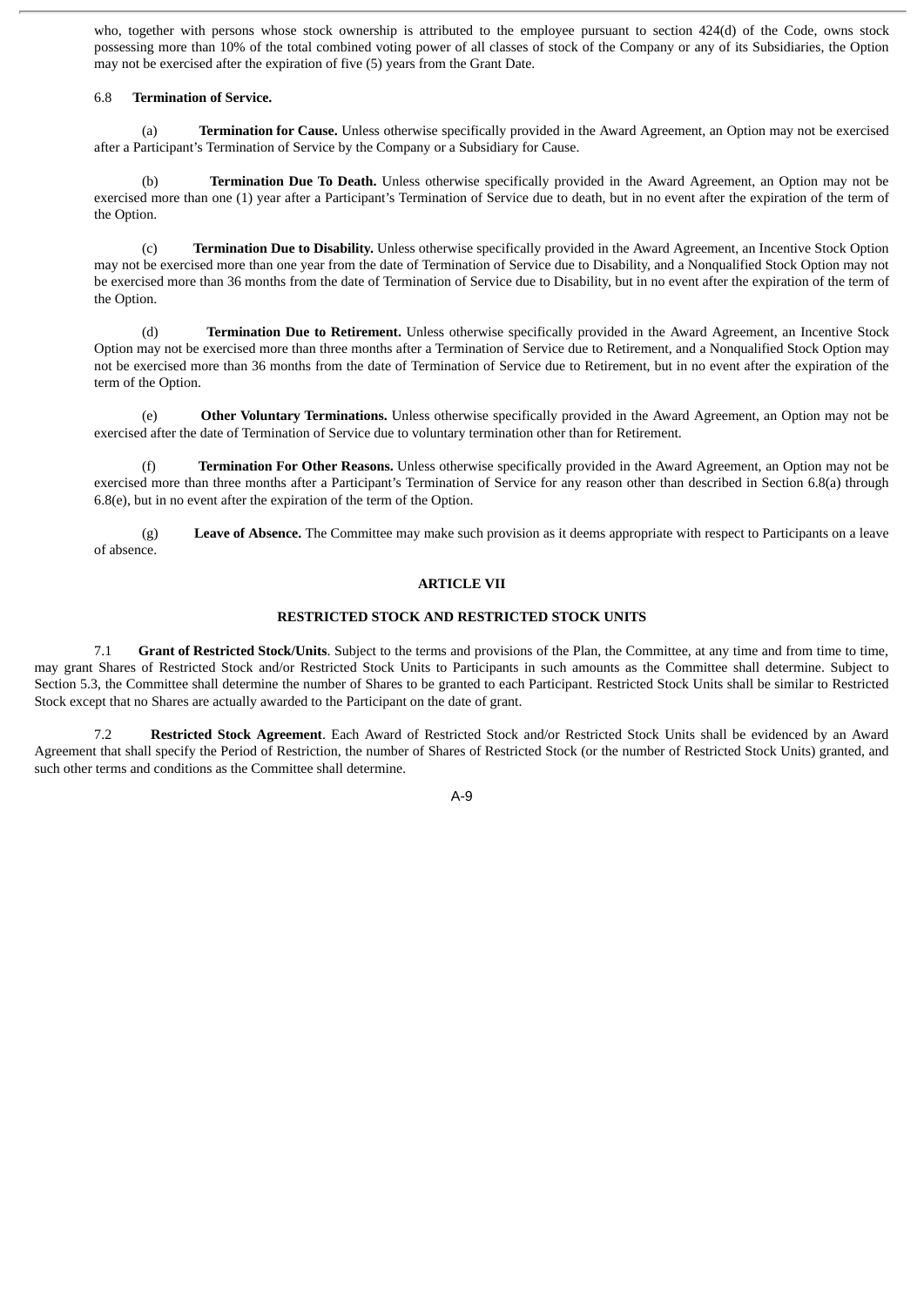who, together with persons whose stock ownership is attributed to the employee pursuant to section 424(d) of the Code, owns stock possessing more than 10% of the total combined voting power of all classes of stock of the Company or any of its Subsidiaries, the Option may not be exercised after the expiration of five (5) years from the Grant Date.

6.8 **Termination of Service.**

(a) **Termination for Cause.** Unless otherwise specifically provided in the Award Agreement, an Option may not be exercised after a Participant's Termination of Service by the Company or a Subsidiary for Cause.

(b) **Termination Due To Death.** Unless otherwise specifically provided in the Award Agreement, an Option may not be exercised more than one (1) year after a Participant's Termination of Service due to death, but in no event after the expiration of the term of the Option.

(c) **Termination Due to Disability.** Unless otherwise specifically provided in the Award Agreement, an Incentive Stock Option may not be exercised more than one year from the date of Termination of Service due to Disability, and a Nonqualified Stock Option may not be exercised more than 36 months from the date of Termination of Service due to Disability, but in no event after the expiration of the term of the Option.

(d) **Termination Due to Retirement.** Unless otherwise specifically provided in the Award Agreement, an Incentive Stock Option may not be exercised more than three months after a Termination of Service due to Retirement, and a Nonqualified Stock Option may not be exercised more than 36 months from the date of Termination of Service due to Retirement, but in no event after the expiration of the term of the Option.

(e) **Other Voluntary Terminations.** Unless otherwise specifically provided in the Award Agreement, an Option may not be exercised after the date of Termination of Service due to voluntary termination other than for Retirement.

(f) **Termination For Other Reasons.** Unless otherwise specifically provided in the Award Agreement, an Option may not be exercised more than three months after a Participant's Termination of Service for any reason other than described in Section 6.8(a) through 6.8(e), but in no event after the expiration of the term of the Option.

(g) **Leave of Absence.** The Committee may make such provision as it deems appropriate with respect to Participants on a leave of absence.

## ARTICLE VII

## RESTRICTED STOCK AND RESTRICTED STOCK UNITS

7.1 **Grant of Restricted Stock/Units**. Subject to the terms and provisions of the Plan, the Committee, at any time and from time to time, may grant Shares of Restricted Stock and/or Restricted Stock Units to Participants in such amounts as the Committee shall determine. Subject to Section 5.3, the Committee shall determine the number of Shares to be granted to each Participant. Restricted Stock Units shall be similar to Restricted Stock except that no Shares are actually awarded to the Participant on the date of grant.

7.2 **Restricted Stock Agreement**. Each Award of Restricted Stock and/or Restricted Stock Units shall be evidenced by an Award Agreement that shall specify the Period of Restriction, the number of Shares of Restricted Stock (or the number of Restricted Stock Units) granted, and such other terms and conditions as the Committee shall determine.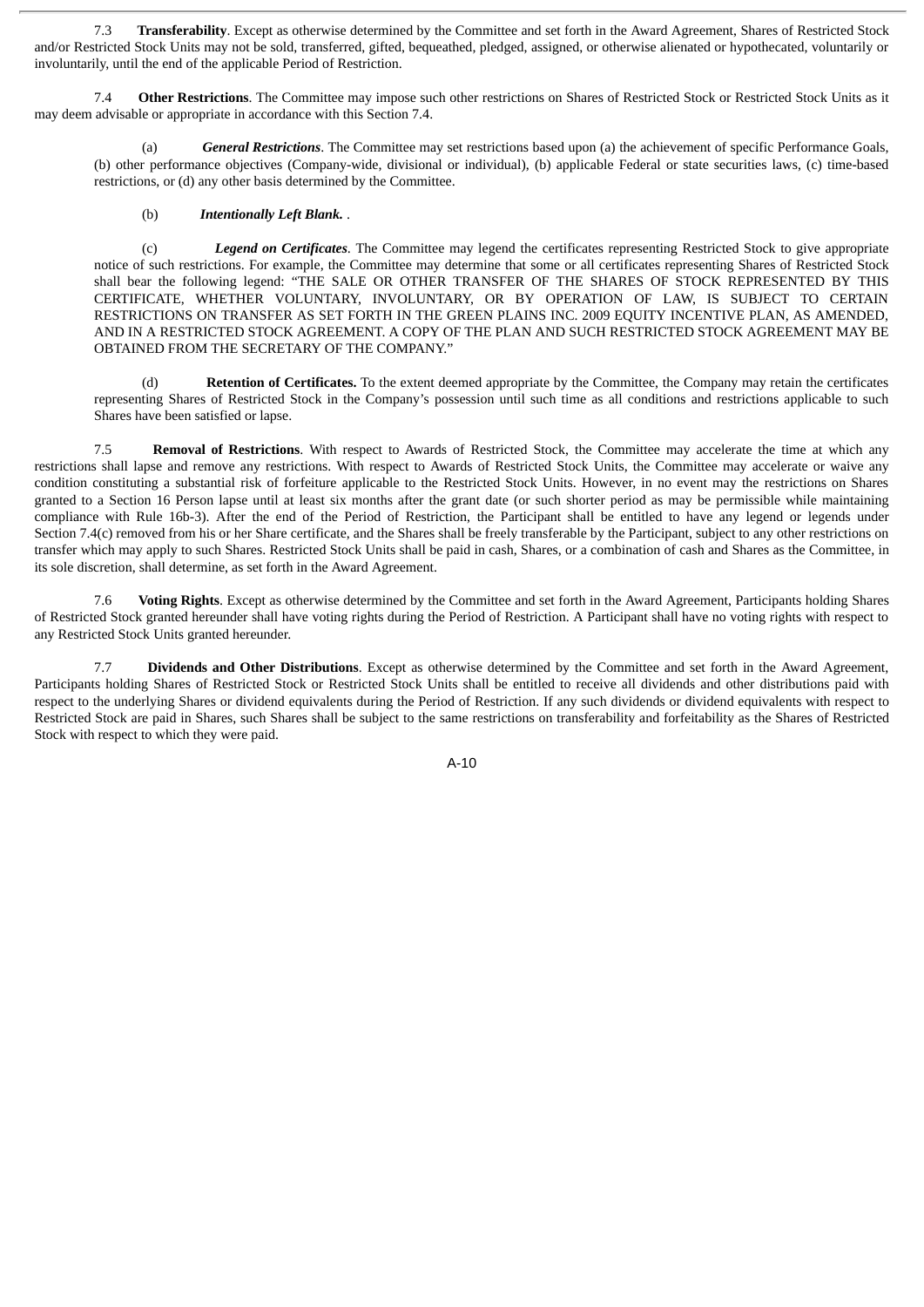7.3 **Transferability**. Except as otherwise determined by the Committee and set forth in the Award Agreement, Shares of Restricted Stock and/or Restricted Stock Units may not be sold, transferred, gifted, bequeathed, pledged, assigned, or otherwise alienated or hypothecated, voluntarily or involuntarily, until the end of the applicable Period of Restriction.

7.4 **Other Restrictions**. The Committee may impose such other restrictions on Shares of Restricted Stock or Restricted Stock Units as it may deem advisable or appropriate in accordance with this Section 7.4.

(a) ***General Restrictions***. The Committee may set restrictions based upon (a) the achievement of specific Performance Goals, (b) other performance objectives (Company-wide, divisional or individual), (b) applicable Federal or state securities laws, (c) time-based restrictions, or (d) any other basis determined by the Committee.

(b) ***Intentionally Left Blank.*** .

(c) ***Legend on Certificates***. The Committee may legend the certificates representing Restricted Stock to give appropriate notice of such restrictions. For example, the Committee may determine that some or all certificates representing Shares of Restricted Stock shall bear the following legend: "THE SALE OR OTHER TRANSFER OF THE SHARES OF STOCK REPRESENTED BY THIS CERTIFICATE, WHETHER VOLUNTARY, INVOLUNTARY, OR BY OPERATION OF LAW, IS SUBJECT TO CERTAIN RESTRICTIONS ON TRANSFER AS SET FORTH IN THE GREEN PLAINS INC. 2009 EQUITY INCENTIVE PLAN, AS AMENDED, AND IN A RESTRICTED STOCK AGREEMENT. A COPY OF THE PLAN AND SUCH RESTRICTED STOCK AGREEMENT MAY BE OBTAINED FROM THE SECRETARY OF THE COMPANY."

(d) **Retention of Certificates.** To the extent deemed appropriate by the Committee, the Company may retain the certificates representing Shares of Restricted Stock in the Company's possession until such time as all conditions and restrictions applicable to such Shares have been satisfied or lapse.

7.5 **Removal of Restrictions**. With respect to Awards of Restricted Stock, the Committee may accelerate the time at which any restrictions shall lapse and remove any restrictions. With respect to Awards of Restricted Stock Units, the Committee may accelerate or waive any condition constituting a substantial risk of forfeiture applicable to the Restricted Stock Units. However, in no event may the restrictions on Shares granted to a Section 16 Person lapse until at least six months after the grant date (or such shorter period as may be permissible while maintaining compliance with Rule 16b-3). After the end of the Period of Restriction, the Participant shall be entitled to have any legend or legends under Section 7.4(c) removed from his or her Share certificate, and the Shares shall be freely transferable by the Participant, subject to any other restrictions on transfer which may apply to such Shares. Restricted Stock Units shall be paid in cash, Shares, or a combination of cash and Shares as the Committee, in its sole discretion, shall determine, as set forth in the Award Agreement.

7.6 **Voting Rights**. Except as otherwise determined by the Committee and set forth in the Award Agreement, Participants holding Shares of Restricted Stock granted hereunder shall have voting rights during the Period of Restriction. A Participant shall have no voting rights with respect to any Restricted Stock Units granted hereunder.

7.7 **Dividends and Other Distributions**. Except as otherwise determined by the Committee and set forth in the Award Agreement, Participants holding Shares of Restricted Stock or Restricted Stock Units shall be entitled to receive all dividends and other distributions paid with respect to the underlying Shares or dividend equivalents during the Period of Restriction. If any such dividends or dividend equivalents with respect to Restricted Stock are paid in Shares, such Shares shall be subject to the same restrictions on transferability and forfeitability as the Shares of Restricted Stock with respect to which they were paid.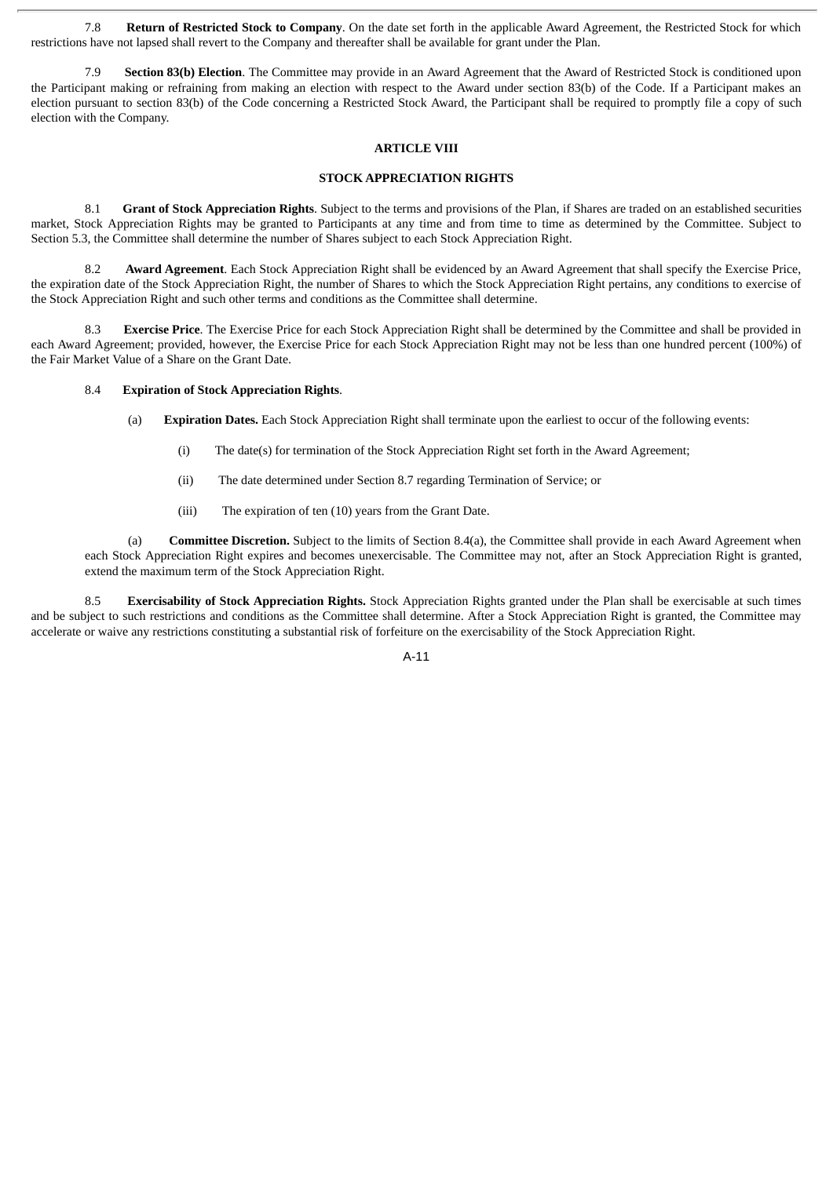7.8 **Return of Restricted Stock to Company**. On the date set forth in the applicable Award Agreement, the Restricted Stock for which restrictions have not lapsed shall revert to the Company and thereafter shall be available for grant under the Plan.

7.9 **Section 83(b) Election**. The Committee may provide in an Award Agreement that the Award of Restricted Stock is conditioned upon the Participant making or refraining from making an election with respect to the Award under section 83(b) of the Code. If a Participant makes an election pursuant to section 83(b) of the Code concerning a Restricted Stock Award, the Participant shall be required to promptly file a copy of such election with the Company.

## ARTICLE VIII

## STOCK APPRECIATION RIGHTS

8.1 **Grant of Stock Appreciation Rights**. Subject to the terms and provisions of the Plan, if Shares are traded on an established securities market, Stock Appreciation Rights may be granted to Participants at any time and from time to time as determined by the Committee. Subject to Section 5.3, the Committee shall determine the number of Shares subject to each Stock Appreciation Right.

8.2 **Award Agreement**. Each Stock Appreciation Right shall be evidenced by an Award Agreement that shall specify the Exercise Price, the expiration date of the Stock Appreciation Right, the number of Shares to which the Stock Appreciation Right pertains, any conditions to exercise of the Stock Appreciation Right and such other terms and conditions as the Committee shall determine.

8.3 **Exercise Price**. The Exercise Price for each Stock Appreciation Right shall be determined by the Committee and shall be provided in each Award Agreement; provided, however, the Exercise Price for each Stock Appreciation Right may not be less than one hundred percent (100%) of the Fair Market Value of a Share on the Grant Date.

8.4 **Expiration of Stock Appreciation Rights**.

(a) **Expiration Dates.** Each Stock Appreciation Right shall terminate upon the earliest to occur of the following events:

(i) The date(s) for termination of the Stock Appreciation Right set forth in the Award Agreement;

(ii) The date determined under Section 8.7 regarding Termination of Service; or

(iii) The expiration of ten (10) years from the Grant Date.

(a) **Committee Discretion.** Subject to the limits of Section 8.4(a), the Committee shall provide in each Award Agreement when each Stock Appreciation Right expires and becomes unexercisable. The Committee may not, after an Stock Appreciation Right is granted, extend the maximum term of the Stock Appreciation Right.

8.5 **Exercisability of Stock Appreciation Rights.** Stock Appreciation Rights granted under the Plan shall be exercisable at such times and be subject to such restrictions and conditions as the Committee shall determine. After a Stock Appreciation Right is granted, the Committee may accelerate or waive any restrictions constituting a substantial risk of forfeiture on the exercisability of the Stock Appreciation Right.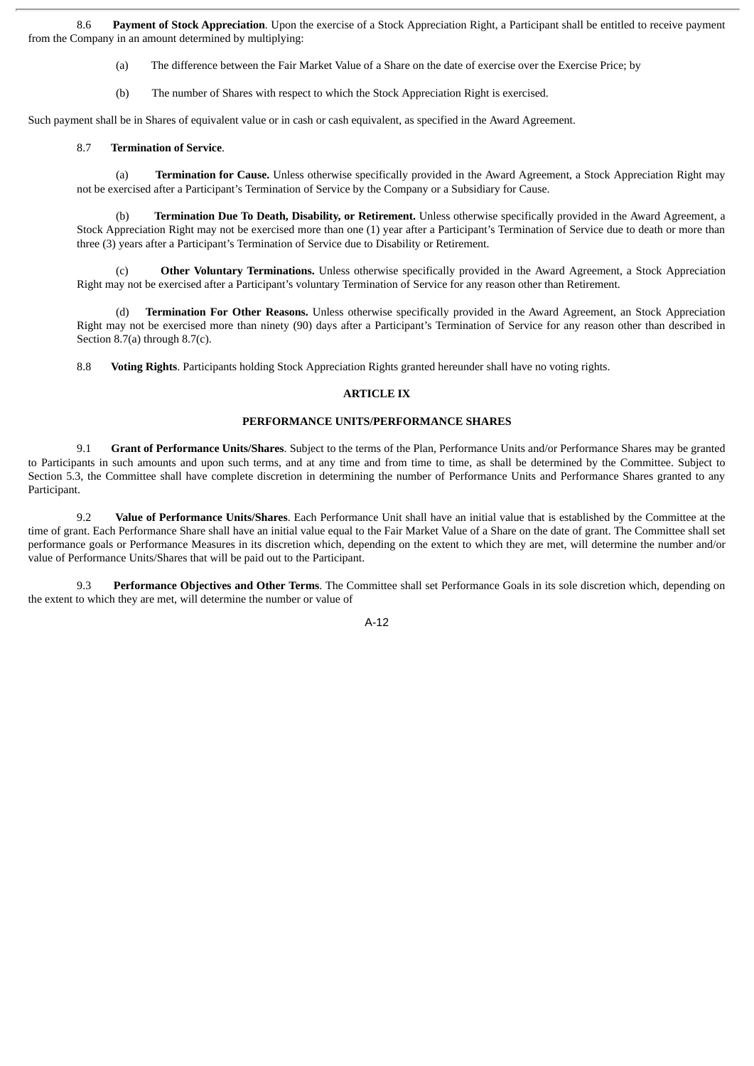8.6 **Payment of Stock Appreciation**. Upon the exercise of a Stock Appreciation Right, a Participant shall be entitled to receive payment from the Company in an amount determined by multiplying:

(a) The difference between the Fair Market Value of a Share on the date of exercise over the Exercise Price; by

(b) The number of Shares with respect to which the Stock Appreciation Right is exercised.

Such payment shall be in Shares of equivalent value or in cash or cash equivalent, as specified in the Award Agreement.

8.7 **Termination of Service**.

(a) **Termination for Cause.** Unless otherwise specifically provided in the Award Agreement, a Stock Appreciation Right may not be exercised after a Participant's Termination of Service by the Company or a Subsidiary for Cause.

(b) **Termination Due To Death, Disability, or Retirement.** Unless otherwise specifically provided in the Award Agreement, a Stock Appreciation Right may not be exercised more than one (1) year after a Participant's Termination of Service due to death or more than three (3) years after a Participant's Termination of Service due to Disability or Retirement.

(c) **Other Voluntary Terminations.** Unless otherwise specifically provided in the Award Agreement, a Stock Appreciation Right may not be exercised after a Participant's voluntary Termination of Service for any reason other than Retirement.

(d) **Termination For Other Reasons.** Unless otherwise specifically provided in the Award Agreement, an Stock Appreciation Right may not be exercised more than ninety (90) days after a Participant's Termination of Service for any reason other than described in Section 8.7(a) through 8.7(c).

8.8 **Voting Rights**. Participants holding Stock Appreciation Rights granted hereunder shall have no voting rights.

## ARTICLE IX

## PERFORMANCE UNITS/PERFORMANCE SHARES

9.1 **Grant of Performance Units/Shares**. Subject to the terms of the Plan, Performance Units and/or Performance Shares may be granted to Participants in such amounts and upon such terms, and at any time and from time to time, as shall be determined by the Committee. Subject to Section 5.3, the Committee shall have complete discretion in determining the number of Performance Units and Performance Shares granted to any Participant.

9.2 **Value of Performance Units/Shares**. Each Performance Unit shall have an initial value that is established by the Committee at the time of grant. Each Performance Share shall have an initial value equal to the Fair Market Value of a Share on the date of grant. The Committee shall set performance goals or Performance Measures in its discretion which, depending on the extent to which they are met, will determine the number and/or value of Performance Units/Shares that will be paid out to the Participant.

9.3 **Performance Objectives and Other Terms**. The Committee shall set Performance Goals in its sole discretion which, depending on the extent to which they are met, will determine the number or value of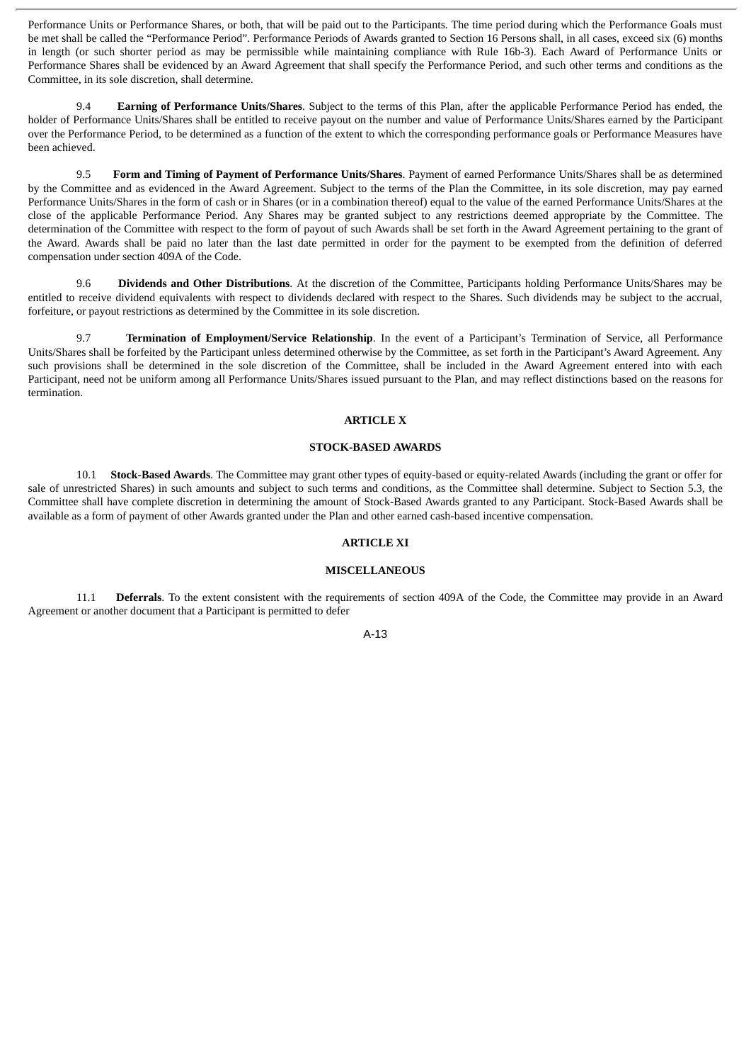Performance Units or Performance Shares, or both, that will be paid out to the Participants. The time period during which the Performance Goals must be met shall be called the "Performance Period". Performance Periods of Awards granted to Section 16 Persons shall, in all cases, exceed six (6) months in length (or such shorter period as may be permissible while maintaining compliance with Rule 16b-3). Each Award of Performance Units or Performance Shares shall be evidenced by an Award Agreement that shall specify the Performance Period, and such other terms and conditions as the Committee, in its sole discretion, shall determine.

9.4 **Earning of Performance Units/Shares**. Subject to the terms of this Plan, after the applicable Performance Period has ended, the holder of Performance Units/Shares shall be entitled to receive payout on the number and value of Performance Units/Shares earned by the Participant over the Performance Period, to be determined as a function of the extent to which the corresponding performance goals or Performance Measures have been achieved.

9.5 **Form and Timing of Payment of Performance Units/Shares**. Payment of earned Performance Units/Shares shall be as determined by the Committee and as evidenced in the Award Agreement. Subject to the terms of the Plan the Committee, in its sole discretion, may pay earned Performance Units/Shares in the form of cash or in Shares (or in a combination thereof) equal to the value of the earned Performance Units/Shares at the close of the applicable Performance Period. Any Shares may be granted subject to any restrictions deemed appropriate by the Committee. The determination of the Committee with respect to the form of payout of such Awards shall be set forth in the Award Agreement pertaining to the grant of the Award. Awards shall be paid no later than the last date permitted in order for the payment to be exempted from the definition of deferred compensation under section 409A of the Code.

9.6 **Dividends and Other Distributions**. At the discretion of the Committee, Participants holding Performance Units/Shares may be entitled to receive dividend equivalents with respect to dividends declared with respect to the Shares. Such dividends may be subject to the accrual, forfeiture, or payout restrictions as determined by the Committee in its sole discretion.

9.7 **Termination of Employment/Service Relationship**. In the event of a Participant's Termination of Service, all Performance Units/Shares shall be forfeited by the Participant unless determined otherwise by the Committee, as set forth in the Participant's Award Agreement. Any such provisions shall be determined in the sole discretion of the Committee, shall be included in the Award Agreement entered into with each Participant, need not be uniform among all Performance Units/Shares issued pursuant to the Plan, and may reflect distinctions based on the reasons for termination.

## ARTICLE X

## STOCK-BASED AWARDS

10.1 **Stock-Based Awards**. The Committee may grant other types of equity-based or equity-related Awards (including the grant or offer for sale of unrestricted Shares) in such amounts and subject to such terms and conditions, as the Committee shall determine. Subject to Section 5.3, the Committee shall have complete discretion in determining the amount of Stock-Based Awards granted to any Participant. Stock-Based Awards shall be available as a form of payment of other Awards granted under the Plan and other earned cash-based incentive compensation.

## ARTICLE XI

## MISCELLANEOUS

11.1 **Deferrals**. To the extent consistent with the requirements of section 409A of the Code, the Committee may provide in an Award Agreement or another document that a Participant is permitted to defer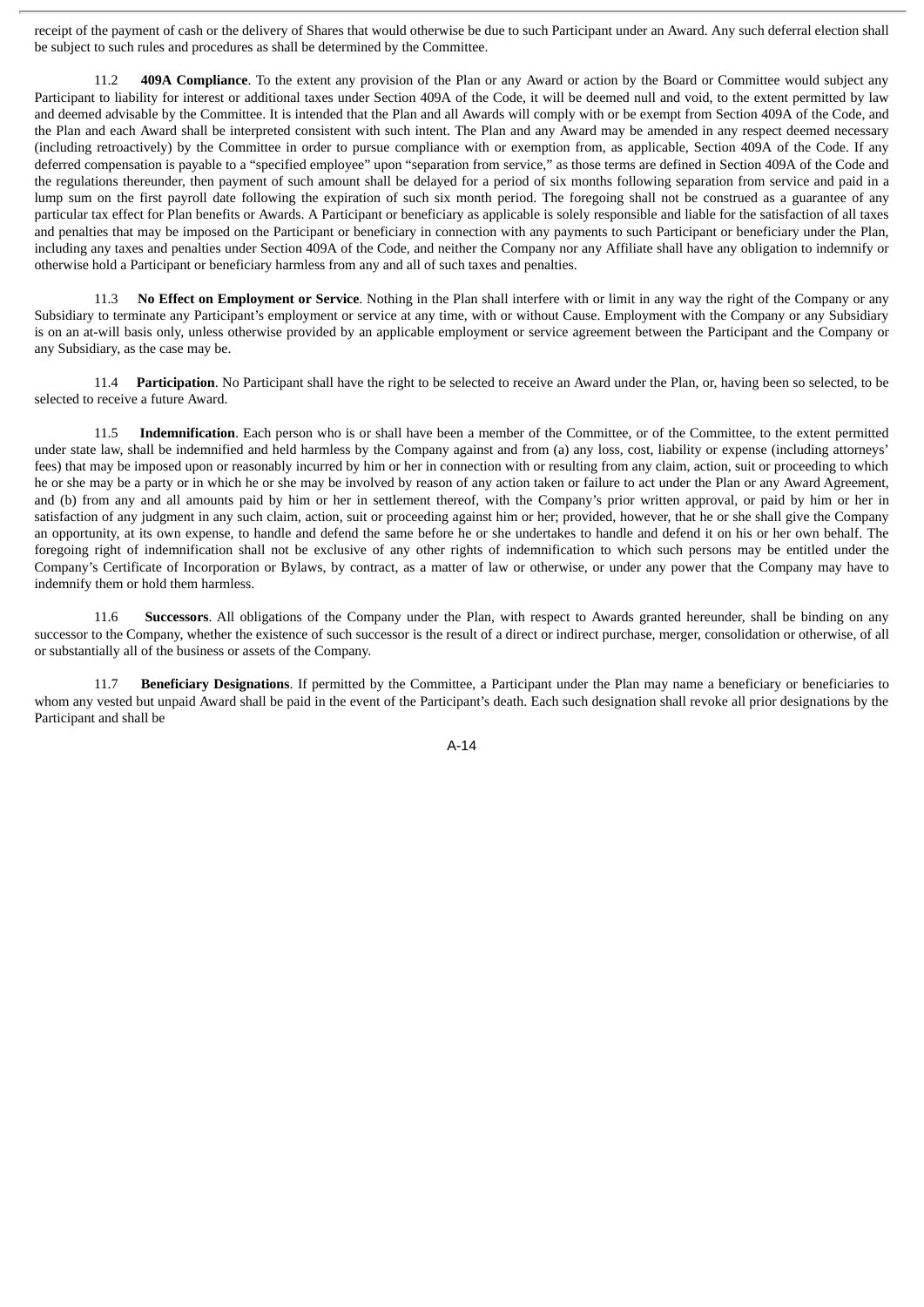receipt of the payment of cash or the delivery of Shares that would otherwise be due to such Participant under an Award. Any such deferral election shall be subject to such rules and procedures as shall be determined by the Committee.

11.2 **409A Compliance**. To the extent any provision of the Plan or any Award or action by the Board or Committee would subject any Participant to liability for interest or additional taxes under Section 409A of the Code, it will be deemed null and void, to the extent permitted by law and deemed advisable by the Committee. It is intended that the Plan and all Awards will comply with or be exempt from Section 409A of the Code, and the Plan and each Award shall be interpreted consistent with such intent. The Plan and any Award may be amended in any respect deemed necessary (including retroactively) by the Committee in order to pursue compliance with or exemption from, as applicable, Section 409A of the Code. If any deferred compensation is payable to a "specified employee" upon "separation from service," as those terms are defined in Section 409A of the Code and the regulations thereunder, then payment of such amount shall be delayed for a period of six months following separation from service and paid in a lump sum on the first payroll date following the expiration of such six month period. The foregoing shall not be construed as a guarantee of any particular tax effect for Plan benefits or Awards. A Participant or beneficiary as applicable is solely responsible and liable for the satisfaction of all taxes and penalties that may be imposed on the Participant or beneficiary in connection with any payments to such Participant or beneficiary under the Plan, including any taxes and penalties under Section 409A of the Code, and neither the Company nor any Affiliate shall have any obligation to indemnify or otherwise hold a Participant or beneficiary harmless from any and all of such taxes and penalties.

11.3 **No Effect on Employment or Service**. Nothing in the Plan shall interfere with or limit in any way the right of the Company or any Subsidiary to terminate any Participant's employment or service at any time, with or without Cause. Employment with the Company or any Subsidiary is on an at-will basis only, unless otherwise provided by an applicable employment or service agreement between the Participant and the Company or any Subsidiary, as the case may be.

11.4 **Participation**. No Participant shall have the right to be selected to receive an Award under the Plan, or, having been so selected, to be selected to receive a future Award.

11.5 **Indemnification**. Each person who is or shall have been a member of the Committee, or of the Committee, to the extent permitted under state law, shall be indemnified and held harmless by the Company against and from (a) any loss, cost, liability or expense (including attorneys' fees) that may be imposed upon or reasonably incurred by him or her in connection with or resulting from any claim, action, suit or proceeding to which he or she may be a party or in which he or she may be involved by reason of any action taken or failure to act under the Plan or any Award Agreement, and (b) from any and all amounts paid by him or her in settlement thereof, with the Company's prior written approval, or paid by him or her in satisfaction of any judgment in any such claim, action, suit or proceeding against him or her; provided, however, that he or she shall give the Company an opportunity, at its own expense, to handle and defend the same before he or she undertakes to handle and defend it on his or her own behalf. The foregoing right of indemnification shall not be exclusive of any other rights of indemnification to which such persons may be entitled under the Company's Certificate of Incorporation or Bylaws, by contract, as a matter of law or otherwise, or under any power that the Company may have to indemnify them or hold them harmless.

11.6 **Successors**. All obligations of the Company under the Plan, with respect to Awards granted hereunder, shall be binding on any successor to the Company, whether the existence of such successor is the result of a direct or indirect purchase, merger, consolidation or otherwise, of all or substantially all of the business or assets of the Company.

11.7 **Beneficiary Designations**. If permitted by the Committee, a Participant under the Plan may name a beneficiary or beneficiaries to whom any vested but unpaid Award shall be paid in the event of the Participant's death. Each such designation shall revoke all prior designations by the Participant and shall be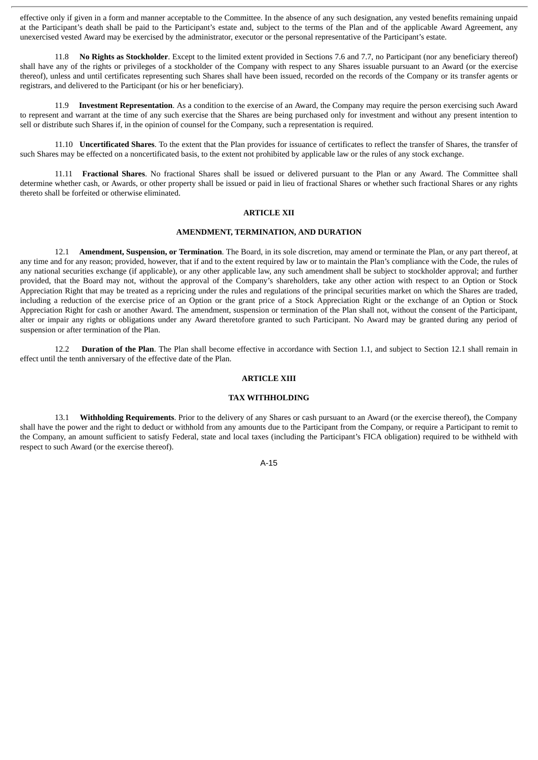effective only if given in a form and manner acceptable to the Committee. In the absence of any such designation, any vested benefits remaining unpaid at the Participant's death shall be paid to the Participant's estate and, subject to the terms of the Plan and of the applicable Award Agreement, any unexercised vested Award may be exercised by the administrator, executor or the personal representative of the Participant's estate.

11.8 **No Rights as Stockholder**. Except to the limited extent provided in Sections 7.6 and 7.7, no Participant (nor any beneficiary thereof) shall have any of the rights or privileges of a stockholder of the Company with respect to any Shares issuable pursuant to an Award (or the exercise thereof), unless and until certificates representing such Shares shall have been issued, recorded on the records of the Company or its transfer agents or registrars, and delivered to the Participant (or his or her beneficiary).

11.9 **Investment Representation**. As a condition to the exercise of an Award, the Company may require the person exercising such Award to represent and warrant at the time of any such exercise that the Shares are being purchased only for investment and without any present intention to sell or distribute such Shares if, in the opinion of counsel for the Company, such a representation is required.

11.10 **Uncertificated Shares**. To the extent that the Plan provides for issuance of certificates to reflect the transfer of Shares, the transfer of such Shares may be effected on a noncertificated basis, to the extent not prohibited by applicable law or the rules of any stock exchange.

11.11 **Fractional Shares**. No fractional Shares shall be issued or delivered pursuant to the Plan or any Award. The Committee shall determine whether cash, or Awards, or other property shall be issued or paid in lieu of fractional Shares or whether such fractional Shares or any rights thereto shall be forfeited or otherwise eliminated.

## ARTICLE XII

## AMENDMENT, TERMINATION, AND DURATION

12.1 **Amendment, Suspension, or Termination**. The Board, in its sole discretion, may amend or terminate the Plan, or any part thereof, at any time and for any reason; provided, however, that if and to the extent required by law or to maintain the Plan's compliance with the Code, the rules of any national securities exchange (if applicable), or any other applicable law, any such amendment shall be subject to stockholder approval; and further provided, that the Board may not, without the approval of the Company's shareholders, take any other action with respect to an Option or Stock Appreciation Right that may be treated as a repricing under the rules and regulations of the principal securities market on which the Shares are traded, including a reduction of the exercise price of an Option or the grant price of a Stock Appreciation Right or the exchange of an Option or Stock Appreciation Right for cash or another Award. The amendment, suspension or termination of the Plan shall not, without the consent of the Participant, alter or impair any rights or obligations under any Award theretofore granted to such Participant. No Award may be granted during any period of suspension or after termination of the Plan.

12.2 **Duration of the Plan**. The Plan shall become effective in accordance with Section 1.1, and subject to Section 12.1 shall remain in effect until the tenth anniversary of the effective date of the Plan.

## ARTICLE XIII

## TAX WITHHOLDING

13.1 **Withholding Requirements**. Prior to the delivery of any Shares or cash pursuant to an Award (or the exercise thereof), the Company shall have the power and the right to deduct or withhold from any amounts due to the Participant from the Company, or require a Participant to remit to the Company, an amount sufficient to satisfy Federal, state and local taxes (including the Participant's FICA obligation) required to be withheld with respect to such Award (or the exercise thereof).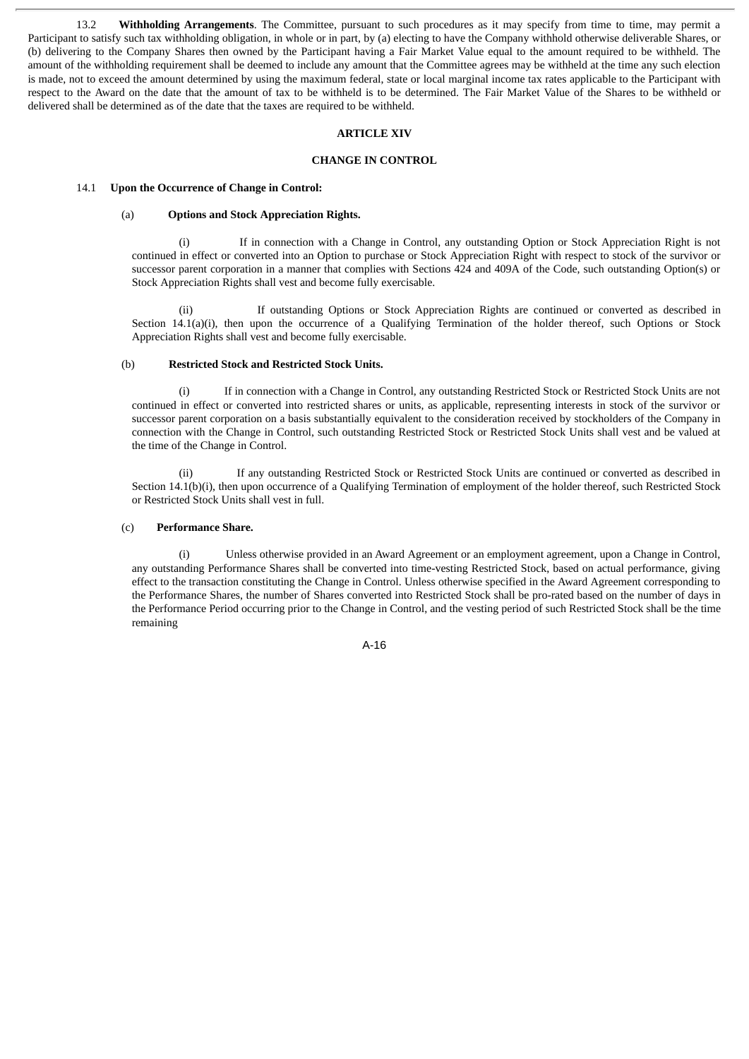13.2 **Withholding Arrangements**. The Committee, pursuant to such procedures as it may specify from time to time, may permit a Participant to satisfy such tax withholding obligation, in whole or in part, by (a) electing to have the Company withhold otherwise deliverable Shares, or (b) delivering to the Company Shares then owned by the Participant having a Fair Market Value equal to the amount required to be withheld. The amount of the withholding requirement shall be deemed to include any amount that the Committee agrees may be withheld at the time any such election is made, not to exceed the amount determined by using the maximum federal, state or local marginal income tax rates applicable to the Participant with respect to the Award on the date that the amount of tax to be withheld is to be determined. The Fair Market Value of the Shares to be withheld or delivered shall be determined as of the date that the taxes are required to be withheld.

**ARTICLE XIV**

**CHANGE IN CONTROL**

14.1 **Upon the Occurrence of Change in Control:**

(a) **Options and Stock Appreciation Rights.**

(i) If in connection with a Change in Control, any outstanding Option or Stock Appreciation Right is not continued in effect or converted into an Option to purchase or Stock Appreciation Right with respect to stock of the survivor or successor parent corporation in a manner that complies with Sections 424 and 409A of the Code, such outstanding Option(s) or Stock Appreciation Rights shall vest and become fully exercisable.

(ii) If outstanding Options or Stock Appreciation Rights are continued or converted as described in Section 14.1(a)(i), then upon the occurrence of a Qualifying Termination of the holder thereof, such Options or Stock Appreciation Rights shall vest and become fully exercisable.

(b) **Restricted Stock and Restricted Stock Units.**

(i) If in connection with a Change in Control, any outstanding Restricted Stock or Restricted Stock Units are not continued in effect or converted into restricted shares or units, as applicable, representing interests in stock of the survivor or successor parent corporation on a basis substantially equivalent to the consideration received by stockholders of the Company in connection with the Change in Control, such outstanding Restricted Stock or Restricted Stock Units shall vest and be valued at the time of the Change in Control.

(ii) If any outstanding Restricted Stock or Restricted Stock Units are continued or converted as described in Section 14.1(b)(i), then upon occurrence of a Qualifying Termination of employment of the holder thereof, such Restricted Stock or Restricted Stock Units shall vest in full.

(c) **Performance Share.**

(i) Unless otherwise provided in an Award Agreement or an employment agreement, upon a Change in Control, any outstanding Performance Shares shall be converted into time-vesting Restricted Stock, based on actual performance, giving effect to the transaction constituting the Change in Control. Unless otherwise specified in the Award Agreement corresponding to the Performance Shares, the number of Shares converted into Restricted Stock shall be pro-rated based on the number of days in the Performance Period occurring prior to the Change in Control, and the vesting period of such Restricted Stock shall be the time remaining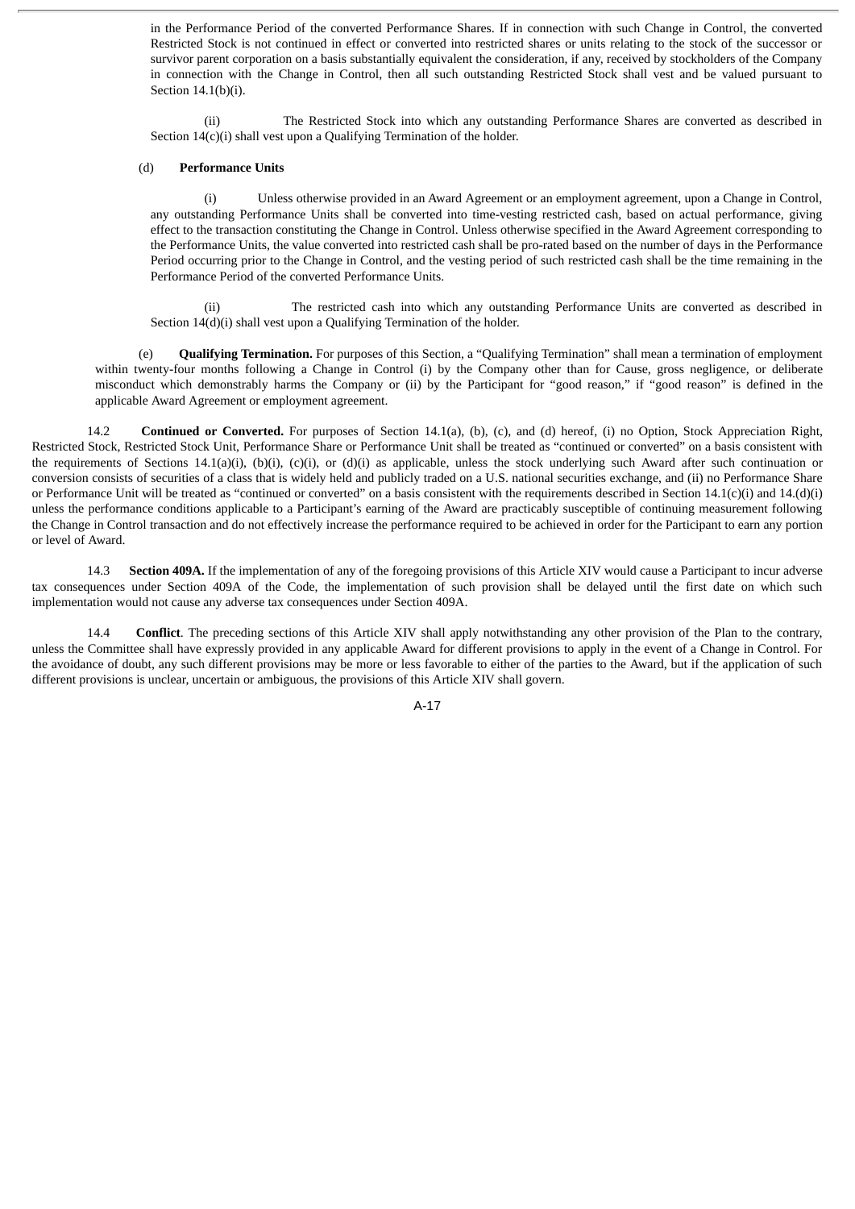in the Performance Period of the converted Performance Shares. If in connection with such Change in Control, the converted Restricted Stock is not continued in effect or converted into restricted shares or units relating to the stock of the successor or survivor parent corporation on a basis substantially equivalent the consideration, if any, received by stockholders of the Company in connection with the Change in Control, then all such outstanding Restricted Stock shall vest and be valued pursuant to Section 14.1(b)(i).

(ii) The Restricted Stock into which any outstanding Performance Shares are converted as described in Section 14(c)(i) shall vest upon a Qualifying Termination of the holder.

(d) **Performance Units**

(i) Unless otherwise provided in an Award Agreement or an employment agreement, upon a Change in Control, any outstanding Performance Units shall be converted into time-vesting restricted cash, based on actual performance, giving effect to the transaction constituting the Change in Control. Unless otherwise specified in the Award Agreement corresponding to the Performance Units, the value converted into restricted cash shall be pro-rated based on the number of days in the Performance Period occurring prior to the Change in Control, and the vesting period of such restricted cash shall be the time remaining in the Performance Period of the converted Performance Units.

(ii) The restricted cash into which any outstanding Performance Units are converted as described in Section 14(d)(i) shall vest upon a Qualifying Termination of the holder.

(e) **Qualifying Termination.** For purposes of this Section, a "Qualifying Termination" shall mean a termination of employment within twenty-four months following a Change in Control (i) by the Company other than for Cause, gross negligence, or deliberate misconduct which demonstrably harms the Company or (ii) by the Participant for "good reason," if "good reason" is defined in the applicable Award Agreement or employment agreement.

14.2 **Continued or Converted.** For purposes of Section 14.1(a), (b), (c), and (d) hereof, (i) no Option, Stock Appreciation Right, Restricted Stock, Restricted Stock Unit, Performance Share or Performance Unit shall be treated as "continued or converted" on a basis consistent with the requirements of Sections 14.1(a)(i), (b)(i), (c)(i), or (d)(i) as applicable, unless the stock underlying such Award after such continuation or conversion consists of securities of a class that is widely held and publicly traded on a U.S. national securities exchange, and (ii) no Performance Share or Performance Unit will be treated as "continued or converted" on a basis consistent with the requirements described in Section 14.1(c)(i) and 14.(d)(i) unless the performance conditions applicable to a Participant's earning of the Award are practicably susceptible of continuing measurement following the Change in Control transaction and do not effectively increase the performance required to be achieved in order for the Participant to earn any portion or level of Award.

14.3 **Section 409A.** If the implementation of any of the foregoing provisions of this Article XIV would cause a Participant to incur adverse tax consequences under Section 409A of the Code, the implementation of such provision shall be delayed until the first date on which such implementation would not cause any adverse tax consequences under Section 409A.

14.4 **Conflict**. The preceding sections of this Article XIV shall apply notwithstanding any other provision of the Plan to the contrary, unless the Committee shall have expressly provided in any applicable Award for different provisions to apply in the event of a Change in Control. For the avoidance of doubt, any such different provisions may be more or less favorable to either of the parties to the Award, but if the application of such different provisions is unclear, uncertain or ambiguous, the provisions of this Article XIV shall govern.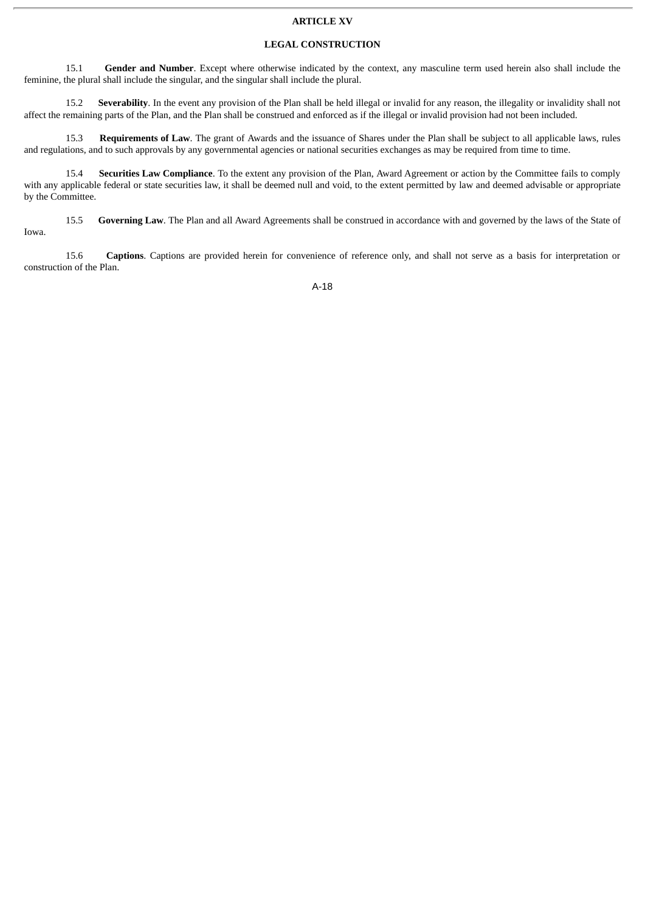# ARTICLE XV

## LEGAL CONSTRUCTION

15.1 **Gender and Number**. Except where otherwise indicated by the context, any masculine term used herein also shall include the feminine, the plural shall include the singular, and the singular shall include the plural.

15.2 **Severability**. In the event any provision of the Plan shall be held illegal or invalid for any reason, the illegality or invalidity shall not affect the remaining parts of the Plan, and the Plan shall be construed and enforced as if the illegal or invalid provision had not been included.

15.3 **Requirements of Law**. The grant of Awards and the issuance of Shares under the Plan shall be subject to all applicable laws, rules and regulations, and to such approvals by any governmental agencies or national securities exchanges as may be required from time to time.

15.4 **Securities Law Compliance**. To the extent any provision of the Plan, Award Agreement or action by the Committee fails to comply with any applicable federal or state securities law, it shall be deemed null and void, to the extent permitted by law and deemed advisable or appropriate by the Committee.

15.5 **Governing Law**. The Plan and all Award Agreements shall be construed in accordance with and governed by the laws of the State of Iowa.

15.6 **Captions**. Captions are provided herein for convenience of reference only, and shall not serve as a basis for interpretation or construction of the Plan.